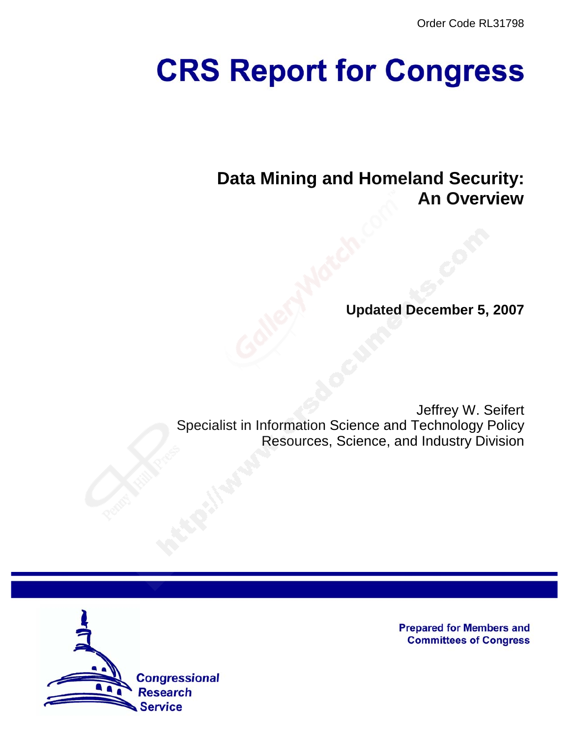Order Code RL31798

# CRS Report for Congress

## Data Mining and Homeland Security: An Overview

**Updated December 5, 2007**

Jeffrey W. Seifert
Specialist in Information Science and Technology Policy
Resources, Science, and Industry Division

Prepared for Members and Committees of Congress

Congressional Research Service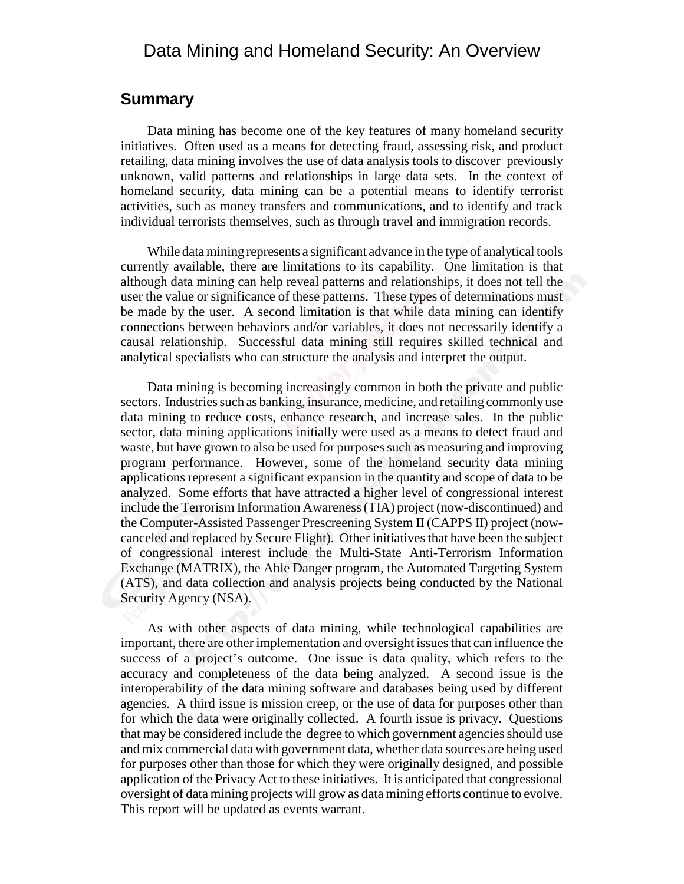# Data Mining and Homeland Security: An Overview

## Summary

Data mining has become one of the key features of many homeland security initiatives. Often used as a means for detecting fraud, assessing risk, and product retailing, data mining involves the use of data analysis tools to discover previously unknown, valid patterns and relationships in large data sets. In the context of homeland security, data mining can be a potential means to identify terrorist activities, such as money transfers and communications, and to identify and track individual terrorists themselves, such as through travel and immigration records.

While data mining represents a significant advance in the type of analytical tools currently available, there are limitations to its capability. One limitation is that although data mining can help reveal patterns and relationships, it does not tell the user the value or significance of these patterns. These types of determinations must be made by the user. A second limitation is that while data mining can identify connections between behaviors and/or variables, it does not necessarily identify a causal relationship. Successful data mining still requires skilled technical and analytical specialists who can structure the analysis and interpret the output.

Data mining is becoming increasingly common in both the private and public sectors. Industries such as banking, insurance, medicine, and retailing commonly use data mining to reduce costs, enhance research, and increase sales. In the public sector, data mining applications initially were used as a means to detect fraud and waste, but have grown to also be used for purposes such as measuring and improving program performance. However, some of the homeland security data mining applications represent a significant expansion in the quantity and scope of data to be analyzed. Some efforts that have attracted a higher level of congressional interest include the Terrorism Information Awareness (TIA) project (now-discontinued) and the Computer-Assisted Passenger Prescreening System II (CAPPS II) project (now-canceled and replaced by Secure Flight). Other initiatives that have been the subject of congressional interest include the Multi-State Anti-Terrorism Information Exchange (MATRIX), the Able Danger program, the Automated Targeting System (ATS), and data collection and analysis projects being conducted by the National Security Agency (NSA).

As with other aspects of data mining, while technological capabilities are important, there are other implementation and oversight issues that can influence the success of a project's outcome. One issue is data quality, which refers to the accuracy and completeness of the data being analyzed. A second issue is the interoperability of the data mining software and databases being used by different agencies. A third issue is mission creep, or the use of data for purposes other than for which the data were originally collected. A fourth issue is privacy. Questions that may be considered include the degree to which government agencies should use and mix commercial data with government data, whether data sources are being used for purposes other than those for which they were originally designed, and possible application of the Privacy Act to these initiatives. It is anticipated that congressional oversight of data mining projects will grow as data mining efforts continue to evolve. This report will be updated as events warrant.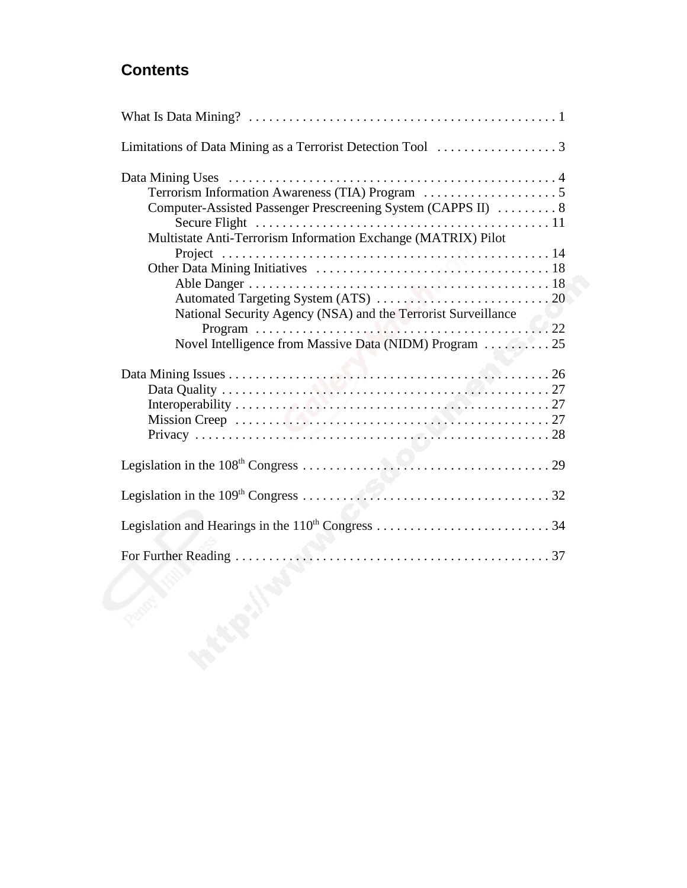# Contents

What Is Data Mining? . . . . . . . . . . . . . . . . . . . . . . . . . . . . . . . . . . . . . . . . . . . . . 1

Limitations of Data Mining as a Terrorist Detection Tool . . . . . . . . . . . . . . . . . . 3

Data Mining Uses . . . . . . . . . . . . . . . . . . . . . . . . . . . . . . . . . . . . . . . . . . . . . . . 4
- Terrorism Information Awareness (TIA) Program . . . . . . . . . . . . . . . . . . . . 5
- Computer-Assisted Passenger Prescreening System (CAPPS II) . . . . . . . . . 8
  - Secure Flight . . . . . . . . . . . . . . . . . . . . . . . . . . . . . . . . . . . . . . . . . . . 11
- Multistate Anti-Terrorism Information Exchange (MATRIX) Pilot Project . . . . . . . . . . . . . . . . . . . . . . . . . . . . . . . . . . . . . . . . . . . . . . . 14
- Other Data Mining Initiatives . . . . . . . . . . . . . . . . . . . . . . . . . . . . . . . . . . 18
  - Able Danger . . . . . . . . . . . . . . . . . . . . . . . . . . . . . . . . . . . . . . . . . . . . 18
  - Automated Targeting System (ATS) . . . . . . . . . . . . . . . . . . . . . . . . . . 20
  - National Security Agency (NSA) and the Terrorist Surveillance Program . . . . . . . . . . . . . . . . . . . . . . . . . . . . . . . . . . . . . . . . . . . 22
  - Novel Intelligence from Massive Data (NIDM) Program . . . . . . . . . . 25

Data Mining Issues . . . . . . . . . . . . . . . . . . . . . . . . . . . . . . . . . . . . . . . . . . . . . . 26
- Data Quality . . . . . . . . . . . . . . . . . . . . . . . . . . . . . . . . . . . . . . . . . . . . . . . 27
- Interoperability . . . . . . . . . . . . . . . . . . . . . . . . . . . . . . . . . . . . . . . . . . . . . 27
- Mission Creep . . . . . . . . . . . . . . . . . . . . . . . . . . . . . . . . . . . . . . . . . . . . . 27
- Privacy . . . . . . . . . . . . . . . . . . . . . . . . . . . . . . . . . . . . . . . . . . . . . . . . . . . 28

Legislation in the 108th Congress . . . . . . . . . . . . . . . . . . . . . . . . . . . . . . . . . . . . 29

Legislation in the 109th Congress . . . . . . . . . . . . . . . . . . . . . . . . . . . . . . . . . . . . 32

Legislation and Hearings in the 110th Congress . . . . . . . . . . . . . . . . . . . . . . . . . 34

For Further Reading . . . . . . . . . . . . . . . . . . . . . . . . . . . . . . . . . . . . . . . . . . . . . . 37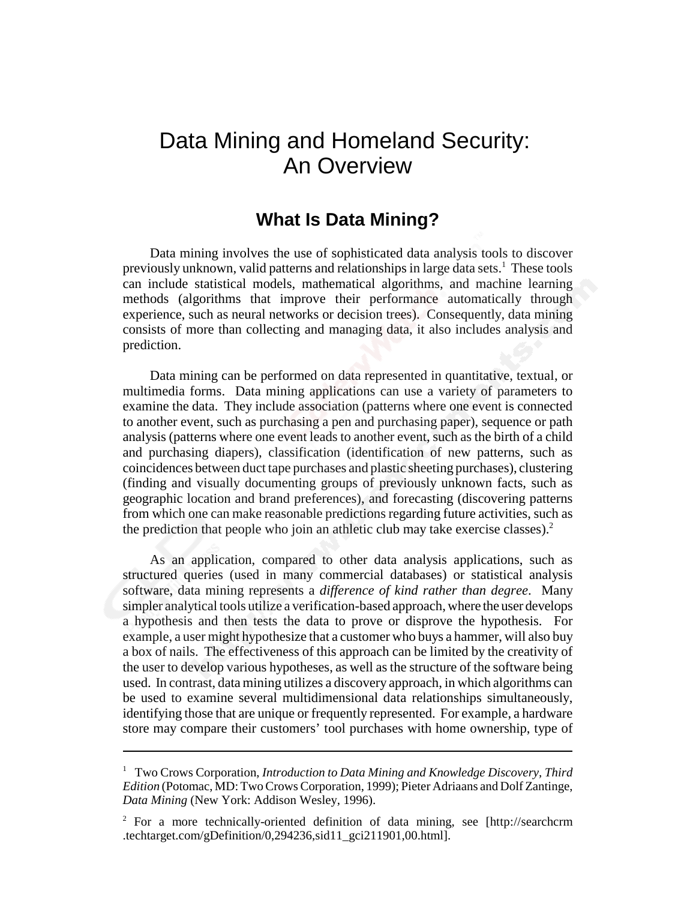# Data Mining and Homeland Security: An Overview

## What Is Data Mining?

Data mining involves the use of sophisticated data analysis tools to discover previously unknown, valid patterns and relationships in large data sets.[1] These tools can include statistical models, mathematical algorithms, and machine learning methods (algorithms that improve their performance automatically through experience, such as neural networks or decision trees). Consequently, data mining consists of more than collecting and managing data, it also includes analysis and prediction.

Data mining can be performed on data represented in quantitative, textual, or multimedia forms. Data mining applications can use a variety of parameters to examine the data. They include association (patterns where one event is connected to another event, such as purchasing a pen and purchasing paper), sequence or path analysis (patterns where one event leads to another event, such as the birth of a child and purchasing diapers), classification (identification of new patterns, such as coincidences between duct tape purchases and plastic sheeting purchases), clustering (finding and visually documenting groups of previously unknown facts, such as geographic location and brand preferences), and forecasting (discovering patterns from which one can make reasonable predictions regarding future activities, such as the prediction that people who join an athletic club may take exercise classes).[2]

As an application, compared to other data analysis applications, such as structured queries (used in many commercial databases) or statistical analysis software, data mining represents a *difference of kind rather than degree*. Many simpler analytical tools utilize a verification-based approach, where the user develops a hypothesis and then tests the data to prove or disprove the hypothesis. For example, a user might hypothesize that a customer who buys a hammer, will also buy a box of nails. The effectiveness of this approach can be limited by the creativity of the user to develop various hypotheses, as well as the structure of the software being used. In contrast, data mining utilizes a discovery approach, in which algorithms can be used to examine several multidimensional data relationships simultaneously, identifying those that are unique or frequently represented. For example, a hardware store may compare their customers' tool purchases with home ownership, type of

---

[1] Two Crows Corporation, *Introduction to Data Mining and Knowledge Discovery, Third Edition* (Potomac, MD: Two Crows Corporation, 1999); Pieter Adriaans and Dolf Zantinge, *Data Mining* (New York: Addison Wesley, 1996).

[2] For a more technically-oriented definition of data mining, see [http://searchcrm.techtarget.com/gDefinition/0,294236,sid11_gci211901,00.html].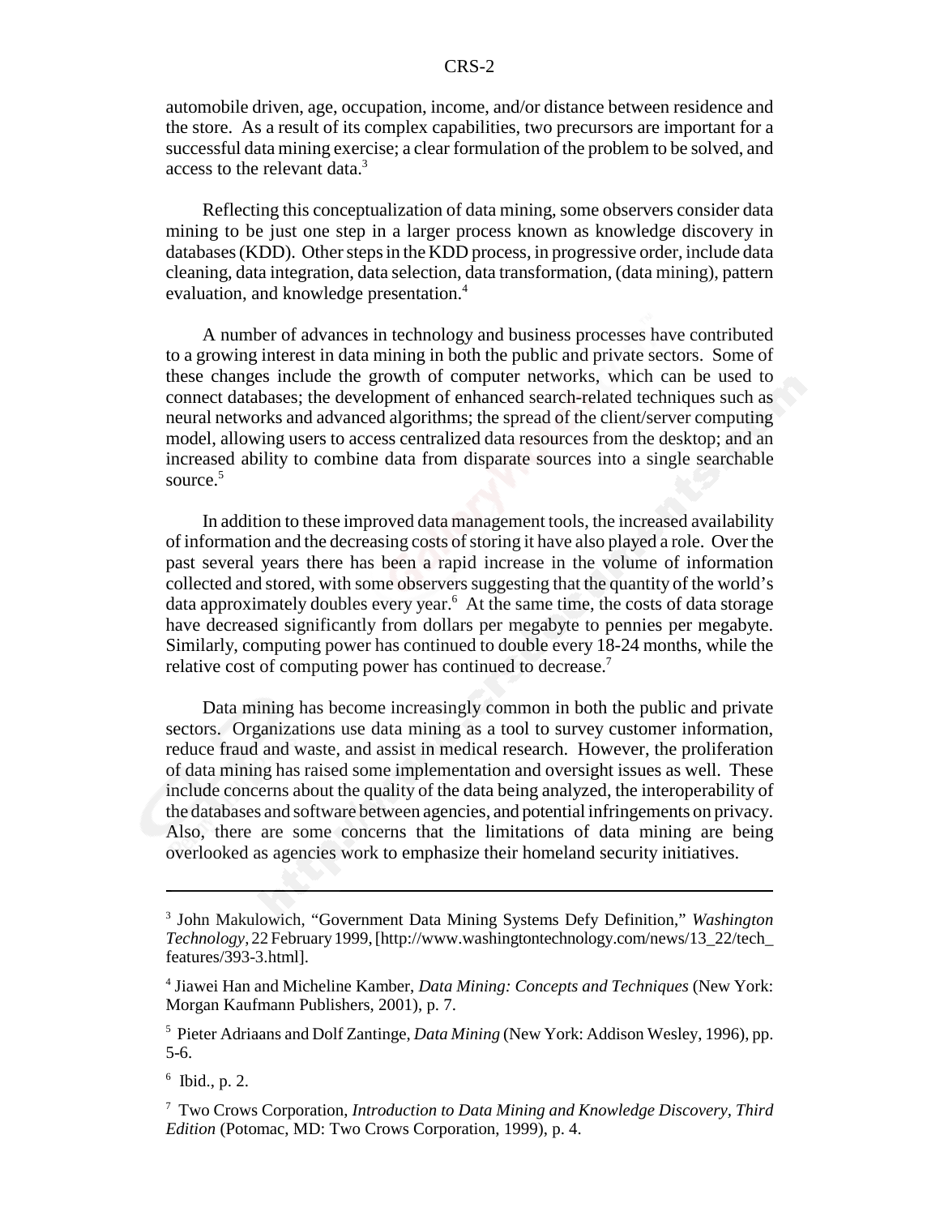automobile driven, age, occupation, income, and/or distance between residence and the store. As a result of its complex capabilities, two precursors are important for a successful data mining exercise; a clear formulation of the problem to be solved, and access to the relevant data.[3]

Reflecting this conceptualization of data mining, some observers consider data mining to be just one step in a larger process known as knowledge discovery in databases (KDD). Other steps in the KDD process, in progressive order, include data cleaning, data integration, data selection, data transformation, (data mining), pattern evaluation, and knowledge presentation.[4]

A number of advances in technology and business processes have contributed to a growing interest in data mining in both the public and private sectors. Some of these changes include the growth of computer networks, which can be used to connect databases; the development of enhanced search-related techniques such as neural networks and advanced algorithms; the spread of the client/server computing model, allowing users to access centralized data resources from the desktop; and an increased ability to combine data from disparate sources into a single searchable source.[5]

In addition to these improved data management tools, the increased availability of information and the decreasing costs of storing it have also played a role. Over the past several years there has been a rapid increase in the volume of information collected and stored, with some observers suggesting that the quantity of the world's data approximately doubles every year.[6] At the same time, the costs of data storage have decreased significantly from dollars per megabyte to pennies per megabyte. Similarly, computing power has continued to double every 18-24 months, while the relative cost of computing power has continued to decrease.[7]

Data mining has become increasingly common in both the public and private sectors. Organizations use data mining as a tool to survey customer information, reduce fraud and waste, and assist in medical research. However, the proliferation of data mining has raised some implementation and oversight issues as well. These include concerns about the quality of the data being analyzed, the interoperability of the databases and software between agencies, and potential infringements on privacy. Also, there are some concerns that the limitations of data mining are being overlooked as agencies work to emphasize their homeland security initiatives.

---

[3] John Makulowich, "Government Data Mining Systems Defy Definition," *Washington Technology*, 22 February 1999, [http://www.washingtontechnology.com/news/13_22/tech_features/393-3.html].

[4] Jiawei Han and Micheline Kamber, *Data Mining: Concepts and Techniques* (New York: Morgan Kaufmann Publishers, 2001), p. 7.

[5] Pieter Adriaans and Dolf Zantinge, *Data Mining* (New York: Addison Wesley, 1996), pp. 5-6.

[6] Ibid., p. 2.

[7] Two Crows Corporation, *Introduction to Data Mining and Knowledge Discovery, Third Edition* (Potomac, MD: Two Crows Corporation, 1999), p. 4.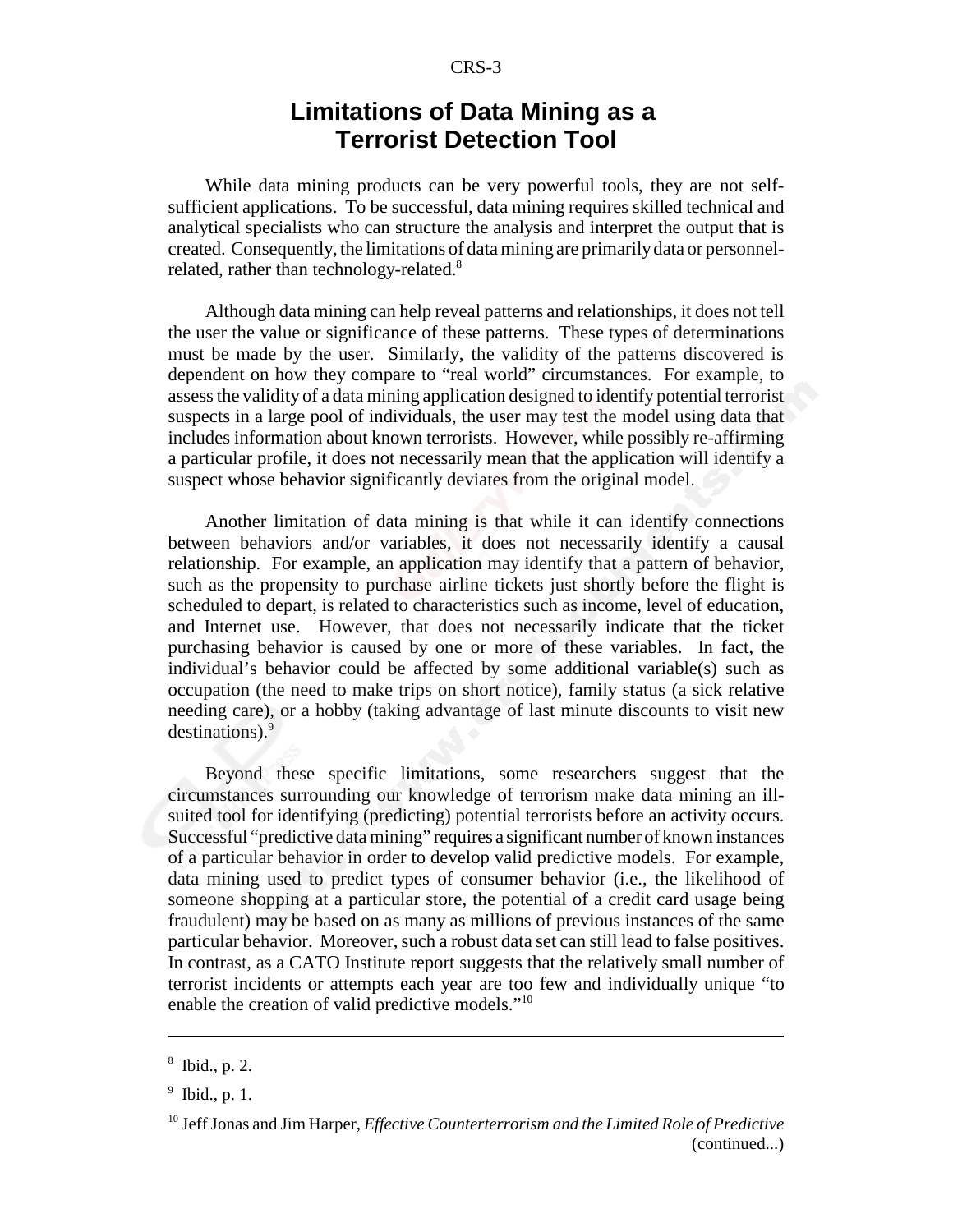## Limitations of Data Mining as a Terrorist Detection Tool

While data mining products can be very powerful tools, they are not self-sufficient applications. To be successful, data mining requires skilled technical and analytical specialists who can structure the analysis and interpret the output that is created. Consequently, the limitations of data mining are primarily data or personnel-related, rather than technology-related.[8]

Although data mining can help reveal patterns and relationships, it does not tell the user the value or significance of these patterns. These types of determinations must be made by the user. Similarly, the validity of the patterns discovered is dependent on how they compare to "real world" circumstances. For example, to assess the validity of a data mining application designed to identify potential terrorist suspects in a large pool of individuals, the user may test the model using data that includes information about known terrorists. However, while possibly re-affirming a particular profile, it does not necessarily mean that the application will identify a suspect whose behavior significantly deviates from the original model.

Another limitation of data mining is that while it can identify connections between behaviors and/or variables, it does not necessarily identify a causal relationship. For example, an application may identify that a pattern of behavior, such as the propensity to purchase airline tickets just shortly before the flight is scheduled to depart, is related to characteristics such as income, level of education, and Internet use. However, that does not necessarily indicate that the ticket purchasing behavior is caused by one or more of these variables. In fact, the individual's behavior could be affected by some additional variable(s) such as occupation (the need to make trips on short notice), family status (a sick relative needing care), or a hobby (taking advantage of last minute discounts to visit new destinations).[9]

Beyond these specific limitations, some researchers suggest that the circumstances surrounding our knowledge of terrorism make data mining an ill-suited tool for identifying (predicting) potential terrorists before an activity occurs. Successful "predictive data mining" requires a significant number of known instances of a particular behavior in order to develop valid predictive models. For example, data mining used to predict types of consumer behavior (i.e., the likelihood of someone shopping at a particular store, the potential of a credit card usage being fraudulent) may be based on as many as millions of previous instances of the same particular behavior. Moreover, such a robust data set can still lead to false positives. In contrast, as a CATO Institute report suggests that the relatively small number of terrorist incidents or attempts each year are too few and individually unique "to enable the creation of valid predictive models."[10]

---

[8] Ibid., p. 2.

[9] Ibid., p. 1.

[10] Jeff Jonas and Jim Harper, *Effective Counterterrorism and the Limited Role of Predictive* (continued...)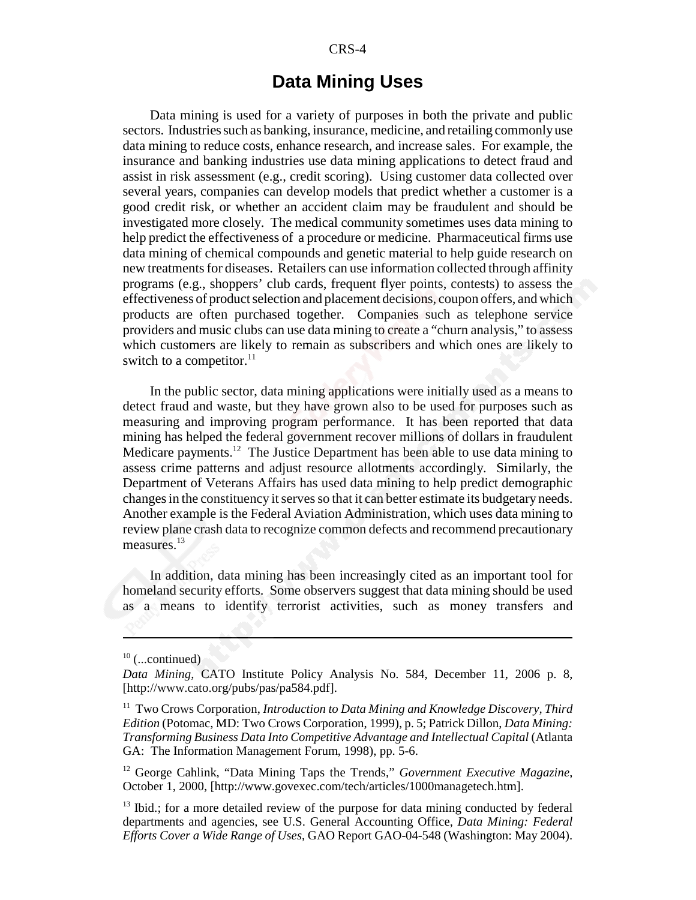## Data Mining Uses

Data mining is used for a variety of purposes in both the private and public sectors. Industries such as banking, insurance, medicine, and retailing commonly use data mining to reduce costs, enhance research, and increase sales. For example, the insurance and banking industries use data mining applications to detect fraud and assist in risk assessment (e.g., credit scoring). Using customer data collected over several years, companies can develop models that predict whether a customer is a good credit risk, or whether an accident claim may be fraudulent and should be investigated more closely. The medical community sometimes uses data mining to help predict the effectiveness of a procedure or medicine. Pharmaceutical firms use data mining of chemical compounds and genetic material to help guide research on new treatments for diseases. Retailers can use information collected through affinity programs (e.g., shoppers' club cards, frequent flyer points, contests) to assess the effectiveness of product selection and placement decisions, coupon offers, and which products are often purchased together. Companies such as telephone service providers and music clubs can use data mining to create a "churn analysis," to assess which customers are likely to remain as subscribers and which ones are likely to switch to a competitor.[11]

In the public sector, data mining applications were initially used as a means to detect fraud and waste, but they have grown also to be used for purposes such as measuring and improving program performance. It has been reported that data mining has helped the federal government recover millions of dollars in fraudulent Medicare payments.[12] The Justice Department has been able to use data mining to assess crime patterns and adjust resource allotments accordingly. Similarly, the Department of Veterans Affairs has used data mining to help predict demographic changes in the constituency it serves so that it can better estimate its budgetary needs. Another example is the Federal Aviation Administration, which uses data mining to review plane crash data to recognize common defects and recommend precautionary measures.[13]

In addition, data mining has been increasingly cited as an important tool for homeland security efforts. Some observers suggest that data mining should be used as a means to identify terrorist activities, such as money transfers and

---

[10] (...continued)

*Data Mining*, CATO Institute Policy Analysis No. 584, December 11, 2006 p. 8, [http://www.cato.org/pubs/pas/pa584.pdf].

[11] Two Crows Corporation, *Introduction to Data Mining and Knowledge Discovery, Third Edition* (Potomac, MD: Two Crows Corporation, 1999), p. 5; Patrick Dillon, *Data Mining: Transforming Business Data Into Competitive Advantage and Intellectual Capital* (Atlanta GA: The Information Management Forum, 1998), pp. 5-6.

[12] George Cahlink, "Data Mining Taps the Trends," *Government Executive Magazine*, October 1, 2000, [http://www.govexec.com/tech/articles/1000managetech.htm].

[13] Ibid.; for a more detailed review of the purpose for data mining conducted by federal departments and agencies, see U.S. General Accounting Office, *Data Mining: Federal Efforts Cover a Wide Range of Uses*, GAO Report GAO-04-548 (Washington: May 2004).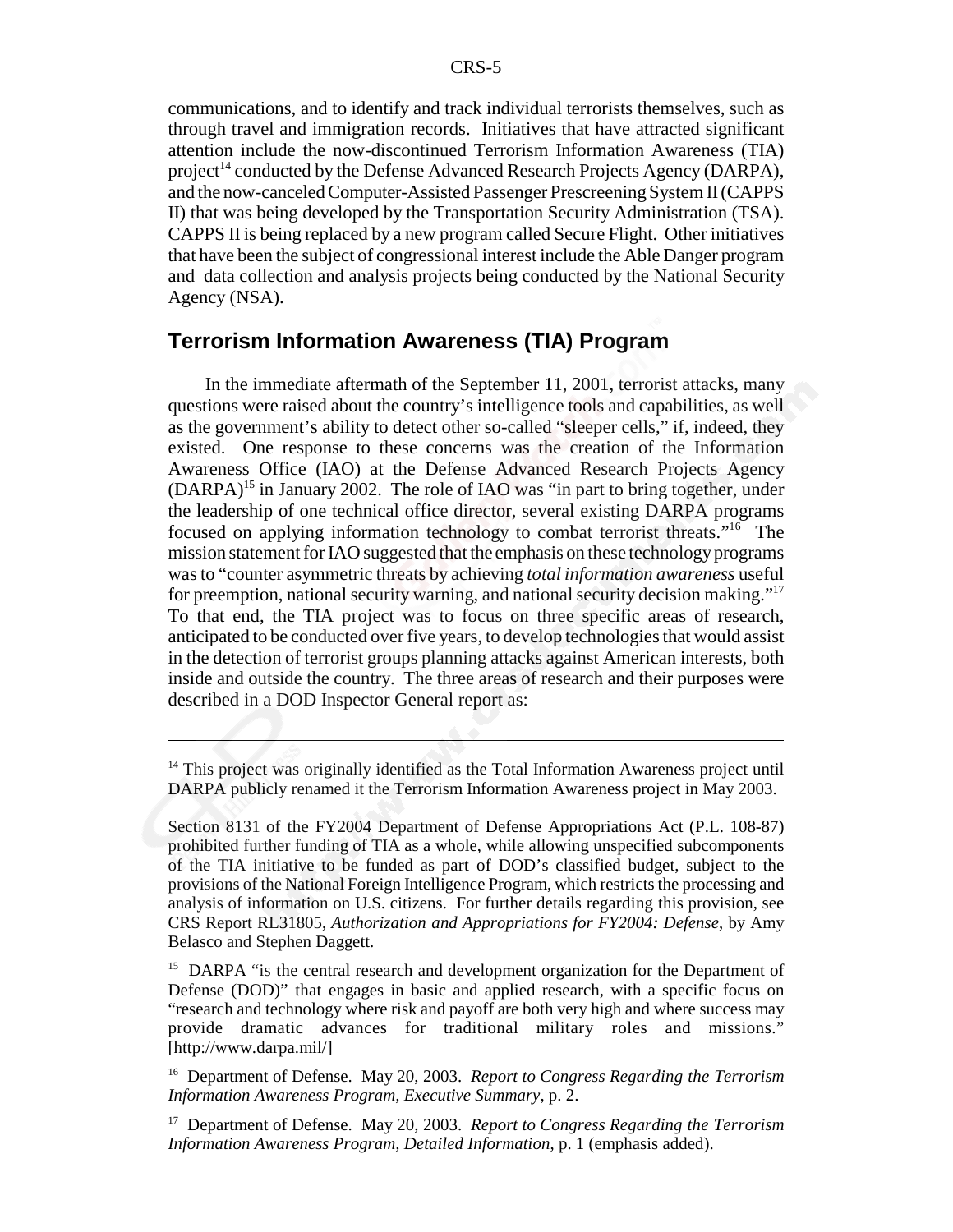communications, and to identify and track individual terrorists themselves, such as through travel and immigration records. Initiatives that have attracted significant attention include the now-discontinued Terrorism Information Awareness (TIA) project[14] conducted by the Defense Advanced Research Projects Agency (DARPA), and the now-canceled Computer-Assisted Passenger Prescreening System II (CAPPS II) that was being developed by the Transportation Security Administration (TSA). CAPPS II is being replaced by a new program called Secure Flight. Other initiatives that have been the subject of congressional interest include the Able Danger program and data collection and analysis projects being conducted by the National Security Agency (NSA).

## Terrorism Information Awareness (TIA) Program

In the immediate aftermath of the September 11, 2001, terrorist attacks, many questions were raised about the country's intelligence tools and capabilities, as well as the government's ability to detect other so-called "sleeper cells," if, indeed, they existed. One response to these concerns was the creation of the Information Awareness Office (IAO) at the Defense Advanced Research Projects Agency (DARPA)[15] in January 2002. The role of IAO was "in part to bring together, under the leadership of one technical office director, several existing DARPA programs focused on applying information technology to combat terrorist threats."[16] The mission statement for IAO suggested that the emphasis on these technology programs was to "counter asymmetric threats by achieving *total information awareness* useful for preemption, national security warning, and national security decision making."[17] To that end, the TIA project was to focus on three specific areas of research, anticipated to be conducted over five years, to develop technologies that would assist in the detection of terrorist groups planning attacks against American interests, both inside and outside the country. The three areas of research and their purposes were described in a DOD Inspector General report as:

---

[14] This project was originally identified as the Total Information Awareness project until DARPA publicly renamed it the Terrorism Information Awareness project in May 2003.

Section 8131 of the FY2004 Department of Defense Appropriations Act (P.L. 108-87) prohibited further funding of TIA as a whole, while allowing unspecified subcomponents of the TIA initiative to be funded as part of DOD's classified budget, subject to the provisions of the National Foreign Intelligence Program, which restricts the processing and analysis of information on U.S. citizens. For further details regarding this provision, see CRS Report RL31805, *Authorization and Appropriations for FY2004: Defense*, by Amy Belasco and Stephen Daggett.

[15] DARPA "is the central research and development organization for the Department of Defense (DOD)" that engages in basic and applied research, with a specific focus on "research and technology where risk and payoff are both very high and where success may provide dramatic advances for traditional military roles and missions." [http://www.darpa.mil/]

[16] Department of Defense. May 20, 2003. *Report to Congress Regarding the Terrorism Information Awareness Program, Executive Summary*, p. 2.

[17] Department of Defense. May 20, 2003. *Report to Congress Regarding the Terrorism Information Awareness Program, Detailed Information*, p. 1 (emphasis added).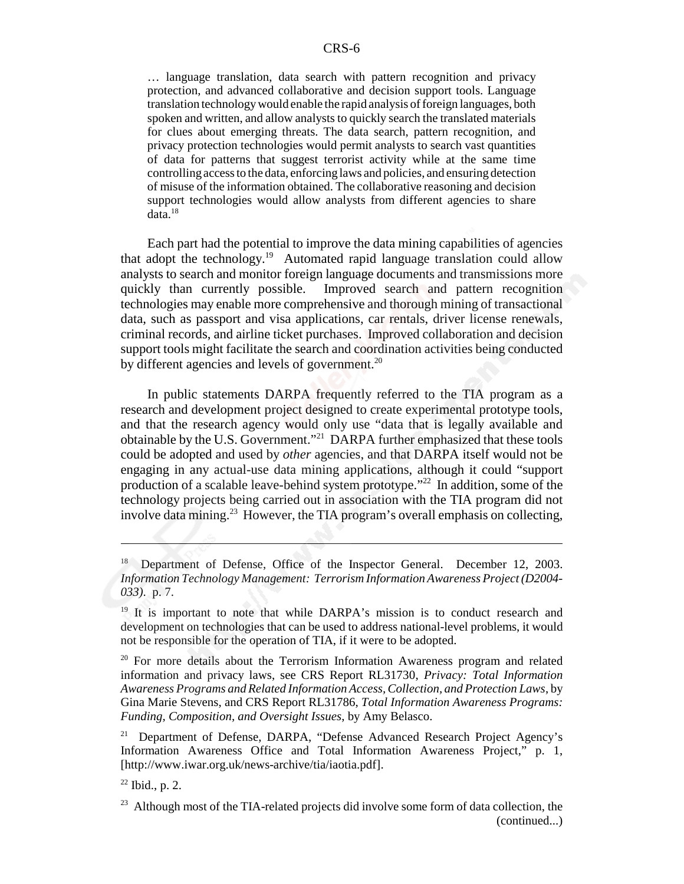> … language translation, data search with pattern recognition and privacy protection, and advanced collaborative and decision support tools. Language translation technology would enable the rapid analysis of foreign languages, both spoken and written, and allow analysts to quickly search the translated materials for clues about emerging threats. The data search, pattern recognition, and privacy protection technologies would permit analysts to search vast quantities of data for patterns that suggest terrorist activity while at the same time controlling access to the data, enforcing laws and policies, and ensuring detection of misuse of the information obtained. The collaborative reasoning and decision support technologies would allow analysts from different agencies to share data.[18]

Each part had the potential to improve the data mining capabilities of agencies that adopt the technology.[19] Automated rapid language translation could allow analysts to search and monitor foreign language documents and transmissions more quickly than currently possible. Improved search and pattern recognition technologies may enable more comprehensive and thorough mining of transactional data, such as passport and visa applications, car rentals, driver license renewals, criminal records, and airline ticket purchases. Improved collaboration and decision support tools might facilitate the search and coordination activities being conducted by different agencies and levels of government.[20]

In public statements DARPA frequently referred to the TIA program as a research and development project designed to create experimental prototype tools, and that the research agency would only use "data that is legally available and obtainable by the U.S. Government."[21] DARPA further emphasized that these tools could be adopted and used by *other* agencies, and that DARPA itself would not be engaging in any actual-use data mining applications, although it could "support production of a scalable leave-behind system prototype."[22] In addition, some of the technology projects being carried out in association with the TIA program did not involve data mining.[23] However, the TIA program's overall emphasis on collecting,

---

[18] Department of Defense, Office of the Inspector General. December 12, 2003. *Information Technology Management: Terrorism Information Awareness Project (D2004-033)*. p. 7.

[19] It is important to note that while DARPA's mission is to conduct research and development on technologies that can be used to address national-level problems, it would not be responsible for the operation of TIA, if it were to be adopted.

[20] For more details about the Terrorism Information Awareness program and related information and privacy laws, see CRS Report RL31730, *Privacy: Total Information Awareness Programs and Related Information Access, Collection, and Protection Laws*, by Gina Marie Stevens, and CRS Report RL31786, *Total Information Awareness Programs: Funding, Composition, and Oversight Issues*, by Amy Belasco.

[21] Department of Defense, DARPA, "Defense Advanced Research Project Agency's Information Awareness Office and Total Information Awareness Project," p. 1, [http://www.iwar.org.uk/news-archive/tia/iaotia.pdf].

[22] Ibid., p. 2.

[23] Although most of the TIA-related projects did involve some form of data collection, the (continued...)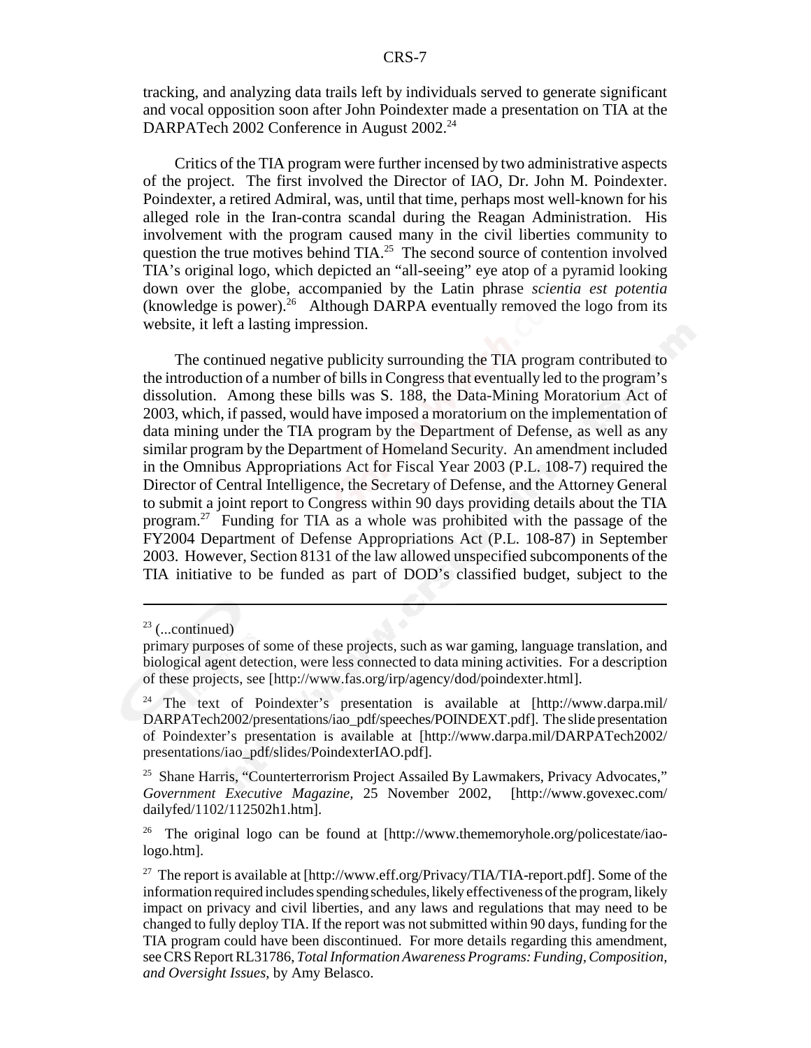tracking, and analyzing data trails left by individuals served to generate significant and vocal opposition soon after John Poindexter made a presentation on TIA at the DARPATech 2002 Conference in August 2002.[24]

Critics of the TIA program were further incensed by two administrative aspects of the project. The first involved the Director of IAO, Dr. John M. Poindexter. Poindexter, a retired Admiral, was, until that time, perhaps most well-known for his alleged role in the Iran-contra scandal during the Reagan Administration. His involvement with the program caused many in the civil liberties community to question the true motives behind TIA.[25] The second source of contention involved TIA's original logo, which depicted an "all-seeing" eye atop of a pyramid looking down over the globe, accompanied by the Latin phrase *scientia est potentia* (knowledge is power).[26] Although DARPA eventually removed the logo from its website, it left a lasting impression.

The continued negative publicity surrounding the TIA program contributed to the introduction of a number of bills in Congress that eventually led to the program's dissolution. Among these bills was S. 188, the Data-Mining Moratorium Act of 2003, which, if passed, would have imposed a moratorium on the implementation of data mining under the TIA program by the Department of Defense, as well as any similar program by the Department of Homeland Security. An amendment included in the Omnibus Appropriations Act for Fiscal Year 2003 (P.L. 108-7) required the Director of Central Intelligence, the Secretary of Defense, and the Attorney General to submit a joint report to Congress within 90 days providing details about the TIA program.[27] Funding for TIA as a whole was prohibited with the passage of the FY2004 Department of Defense Appropriations Act (P.L. 108-87) in September 2003. However, Section 8131 of the law allowed unspecified subcomponents of the TIA initiative to be funded as part of DOD's classified budget, subject to the

---

[23] (...continued)
primary purposes of some of these projects, such as war gaming, language translation, and biological agent detection, were less connected to data mining activities. For a description of these projects, see [http://www.fas.org/irp/agency/dod/poindexter.html].

[24] The text of Poindexter's presentation is available at [http://www.darpa.mil/DARPATech2002/presentations/iao_pdf/speeches/POINDEXT.pdf]. The slide presentation of Poindexter's presentation is available at [http://www.darpa.mil/DARPATech2002/presentations/iao_pdf/slides/PoindexterIAO.pdf].

[25] Shane Harris, "Counterterrorism Project Assailed By Lawmakers, Privacy Advocates," *Government Executive Magazine*, 25 November 2002, [http://www.govexec.com/dailyfed/1102/112502h1.htm].

[26] The original logo can be found at [http://www.thememoryhole.org/policestate/iao-logo.htm].

[27] The report is available at [http://www.eff.org/Privacy/TIA/TIA-report.pdf]. Some of the information required includes spending schedules, likely effectiveness of the program, likely impact on privacy and civil liberties, and any laws and regulations that may need to be changed to fully deploy TIA. If the report was not submitted within 90 days, funding for the TIA program could have been discontinued. For more details regarding this amendment, see CRS Report RL31786, *Total Information Awareness Programs: Funding, Composition, and Oversight Issues*, by Amy Belasco.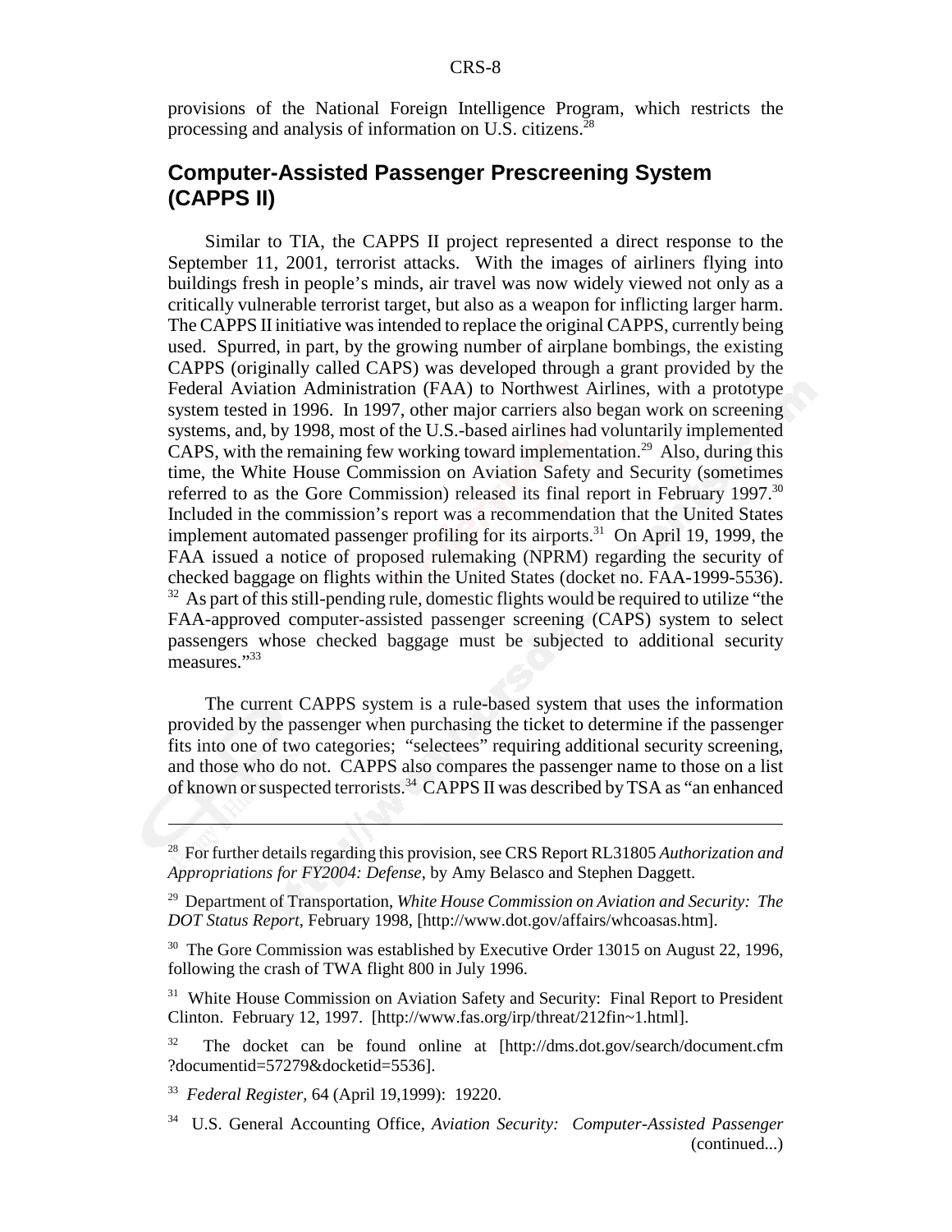provisions of the National Foreign Intelligence Program, which restricts the processing and analysis of information on U.S. citizens.[28]

## Computer-Assisted Passenger Prescreening System (CAPPS II)

Similar to TIA, the CAPPS II project represented a direct response to the September 11, 2001, terrorist attacks. With the images of airliners flying into buildings fresh in people's minds, air travel was now widely viewed not only as a critically vulnerable terrorist target, but also as a weapon for inflicting larger harm. The CAPPS II initiative was intended to replace the original CAPPS, currently being used. Spurred, in part, by the growing number of airplane bombings, the existing CAPPS (originally called CAPS) was developed through a grant provided by the Federal Aviation Administration (FAA) to Northwest Airlines, with a prototype system tested in 1996. In 1997, other major carriers also began work on screening systems, and, by 1998, most of the U.S.-based airlines had voluntarily implemented CAPS, with the remaining few working toward implementation.[29] Also, during this time, the White House Commission on Aviation Safety and Security (sometimes referred to as the Gore Commission) released its final report in February 1997.[30] Included in the commission's report was a recommendation that the United States implement automated passenger profiling for its airports.[31] On April 19, 1999, the FAA issued a notice of proposed rulemaking (NPRM) regarding the security of checked baggage on flights within the United States (docket no. FAA-1999-5536).[32] As part of this still-pending rule, domestic flights would be required to utilize "the FAA-approved computer-assisted passenger screening (CAPS) system to select passengers whose checked baggage must be subjected to additional security measures."[33]

The current CAPPS system is a rule-based system that uses the information provided by the passenger when purchasing the ticket to determine if the passenger fits into one of two categories; "selectees" requiring additional security screening, and those who do not. CAPPS also compares the passenger name to those on a list of known or suspected terrorists.[34] CAPPS II was described by TSA as "an enhanced

---

[28] For further details regarding this provision, see CRS Report RL31805 *Authorization and Appropriations for FY2004: Defense*, by Amy Belasco and Stephen Daggett.

[29] Department of Transportation, *White House Commission on Aviation and Security: The DOT Status Report*, February 1998, [http://www.dot.gov/affairs/whcoasas.htm].

[30] The Gore Commission was established by Executive Order 13015 on August 22, 1996, following the crash of TWA flight 800 in July 1996.

[31] White House Commission on Aviation Safety and Security: Final Report to President Clinton. February 12, 1997. [http://www.fas.org/irp/threat/212fin~1.html].

[32] The docket can be found online at [http://dms.dot.gov/search/document.cfm?documentid=57279&docketid=5536].

[33] *Federal Register*, 64 (April 19,1999): 19220.

[34] U.S. General Accounting Office, *Aviation Security: Computer-Assisted Passenger* (continued...)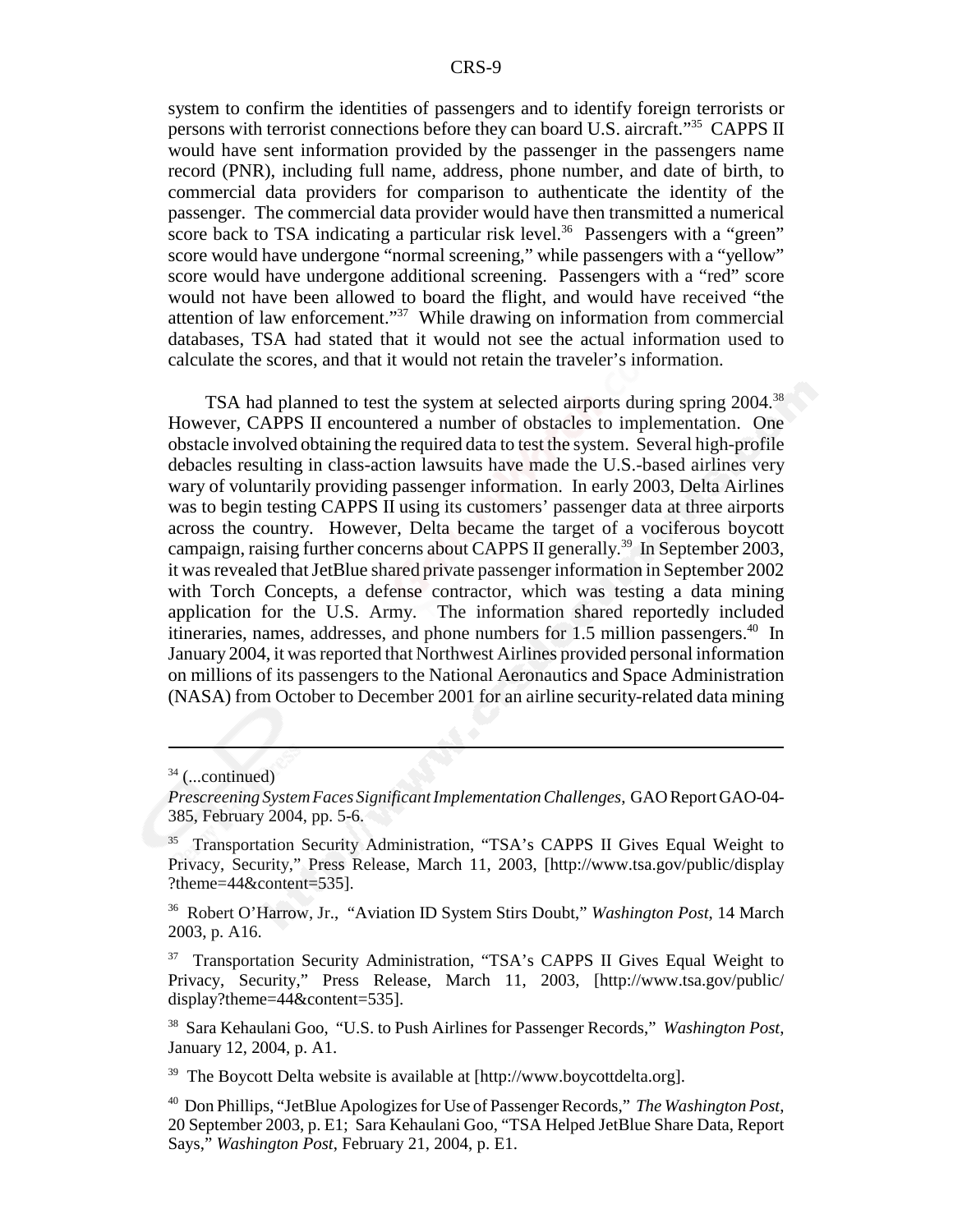system to confirm the identities of passengers and to identify foreign terrorists or persons with terrorist connections before they can board U.S. aircraft."[35] CAPPS II would have sent information provided by the passenger in the passengers name record (PNR), including full name, address, phone number, and date of birth, to commercial data providers for comparison to authenticate the identity of the passenger. The commercial data provider would have then transmitted a numerical score back to TSA indicating a particular risk level.[36] Passengers with a "green" score would have undergone "normal screening," while passengers with a "yellow" score would have undergone additional screening. Passengers with a "red" score would not have been allowed to board the flight, and would have received "the attention of law enforcement."[37] While drawing on information from commercial databases, TSA had stated that it would not see the actual information used to calculate the scores, and that it would not retain the traveler's information.

TSA had planned to test the system at selected airports during spring 2004.[38] However, CAPPS II encountered a number of obstacles to implementation. One obstacle involved obtaining the required data to test the system. Several high-profile debacles resulting in class-action lawsuits have made the U.S.-based airlines very wary of voluntarily providing passenger information. In early 2003, Delta Airlines was to begin testing CAPPS II using its customers' passenger data at three airports across the country. However, Delta became the target of a vociferous boycott campaign, raising further concerns about CAPPS II generally.[39] In September 2003, it was revealed that JetBlue shared private passenger information in September 2002 with Torch Concepts, a defense contractor, which was testing a data mining application for the U.S. Army. The information shared reportedly included itineraries, names, addresses, and phone numbers for 1.5 million passengers.[40] In January 2004, it was reported that Northwest Airlines provided personal information on millions of its passengers to the National Aeronautics and Space Administration (NASA) from October to December 2001 for an airline security-related data mining

---

[34] (...continued)
*Prescreening System Faces Significant Implementation Challenges*, GAO Report GAO-04-385, February 2004, pp. 5-6.

[35] Transportation Security Administration, "TSA's CAPPS II Gives Equal Weight to Privacy, Security," Press Release, March 11, 2003, [http://www.tsa.gov/public/display?theme=44&content=535].

[36] Robert O'Harrow, Jr., "Aviation ID System Stirs Doubt," *Washington Post*, 14 March 2003, p. A16.

[37] Transportation Security Administration, "TSA's CAPPS II Gives Equal Weight to Privacy, Security," Press Release, March 11, 2003, [http://www.tsa.gov/public/display?theme=44&content=535].

[38] Sara Kehaulani Goo, "U.S. to Push Airlines for Passenger Records," *Washington Post*, January 12, 2004, p. A1.

[39] The Boycott Delta website is available at [http://www.boycottdelta.org].

[40] Don Phillips, "JetBlue Apologizes for Use of Passenger Records," *The Washington Post*, 20 September 2003, p. E1; Sara Kehaulani Goo, "TSA Helped JetBlue Share Data, Report Says," *Washington Post*, February 21, 2004, p. E1.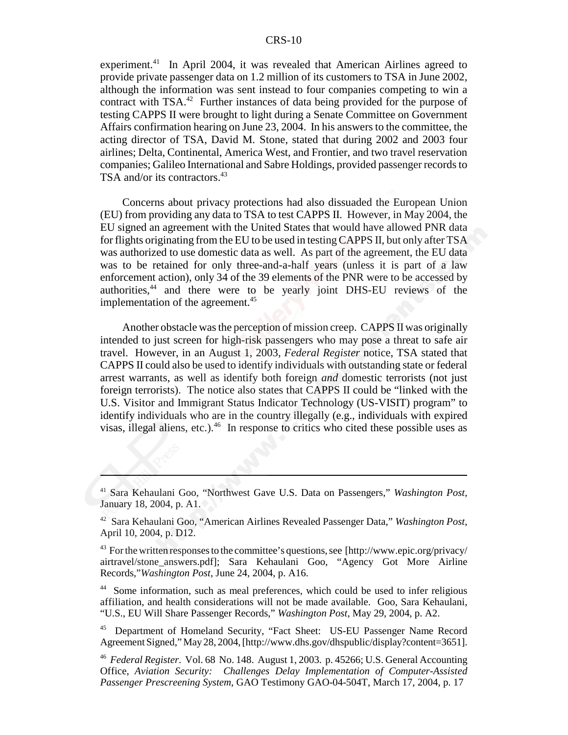experiment.[41] In April 2004, it was revealed that American Airlines agreed to provide private passenger data on 1.2 million of its customers to TSA in June 2002, although the information was sent instead to four companies competing to win a contract with TSA.[42] Further instances of data being provided for the purpose of testing CAPPS II were brought to light during a Senate Committee on Government Affairs confirmation hearing on June 23, 2004. In his answers to the committee, the acting director of TSA, David M. Stone, stated that during 2002 and 2003 four airlines; Delta, Continental, America West, and Frontier, and two travel reservation companies; Galileo International and Sabre Holdings, provided passenger records to TSA and/or its contractors.[43]

Concerns about privacy protections had also dissuaded the European Union (EU) from providing any data to TSA to test CAPPS II. However, in May 2004, the EU signed an agreement with the United States that would have allowed PNR data for flights originating from the EU to be used in testing CAPPS II, but only after TSA was authorized to use domestic data as well. As part of the agreement, the EU data was to be retained for only three-and-a-half years (unless it is part of a law enforcement action), only 34 of the 39 elements of the PNR were to be accessed by authorities,[44] and there were to be yearly joint DHS-EU reviews of the implementation of the agreement.[45]

Another obstacle was the perception of mission creep. CAPPS II was originally intended to just screen for high-risk passengers who may pose a threat to safe air travel. However, in an August 1, 2003, *Federal Register* notice, TSA stated that CAPPS II could also be used to identify individuals with outstanding state or federal arrest warrants, as well as identify both foreign *and* domestic terrorists (not just foreign terrorists). The notice also states that CAPPS II could be "linked with the U.S. Visitor and Immigrant Status Indicator Technology (US-VISIT) program" to identify individuals who are in the country illegally (e.g., individuals with expired visas, illegal aliens, etc.).[46] In response to critics who cited these possible uses as

---

[41] Sara Kehaulani Goo, "Northwest Gave U.S. Data on Passengers," *Washington Post*, January 18, 2004, p. A1.

[42] Sara Kehaulani Goo, "American Airlines Revealed Passenger Data," *Washington Post*, April 10, 2004, p. D12.

[43] For the written responses to the committee's questions, see [http://www.epic.org/privacy/airtravel/stone_answers.pdf]; Sara Kehaulani Goo, "Agency Got More Airline Records,"*Washington Post*, June 24, 2004, p. A16.

[44] Some information, such as meal preferences, which could be used to infer religious affiliation, and health considerations will not be made available. Goo, Sara Kehaulani, "U.S., EU Will Share Passenger Records," *Washington Post*, May 29, 2004, p. A2.

[45] Department of Homeland Security, "Fact Sheet: US-EU Passenger Name Record Agreement Signed," May 28, 2004, [http://www.dhs.gov/dhspublic/display?content=3651].

[46] *Federal Register*. Vol. 68 No. 148. August 1, 2003. p. 45266; U.S. General Accounting Office, *Aviation Security: Challenges Delay Implementation of Computer-Assisted Passenger Prescreening System*, GAO Testimony GAO-04-504T, March 17, 2004, p. 17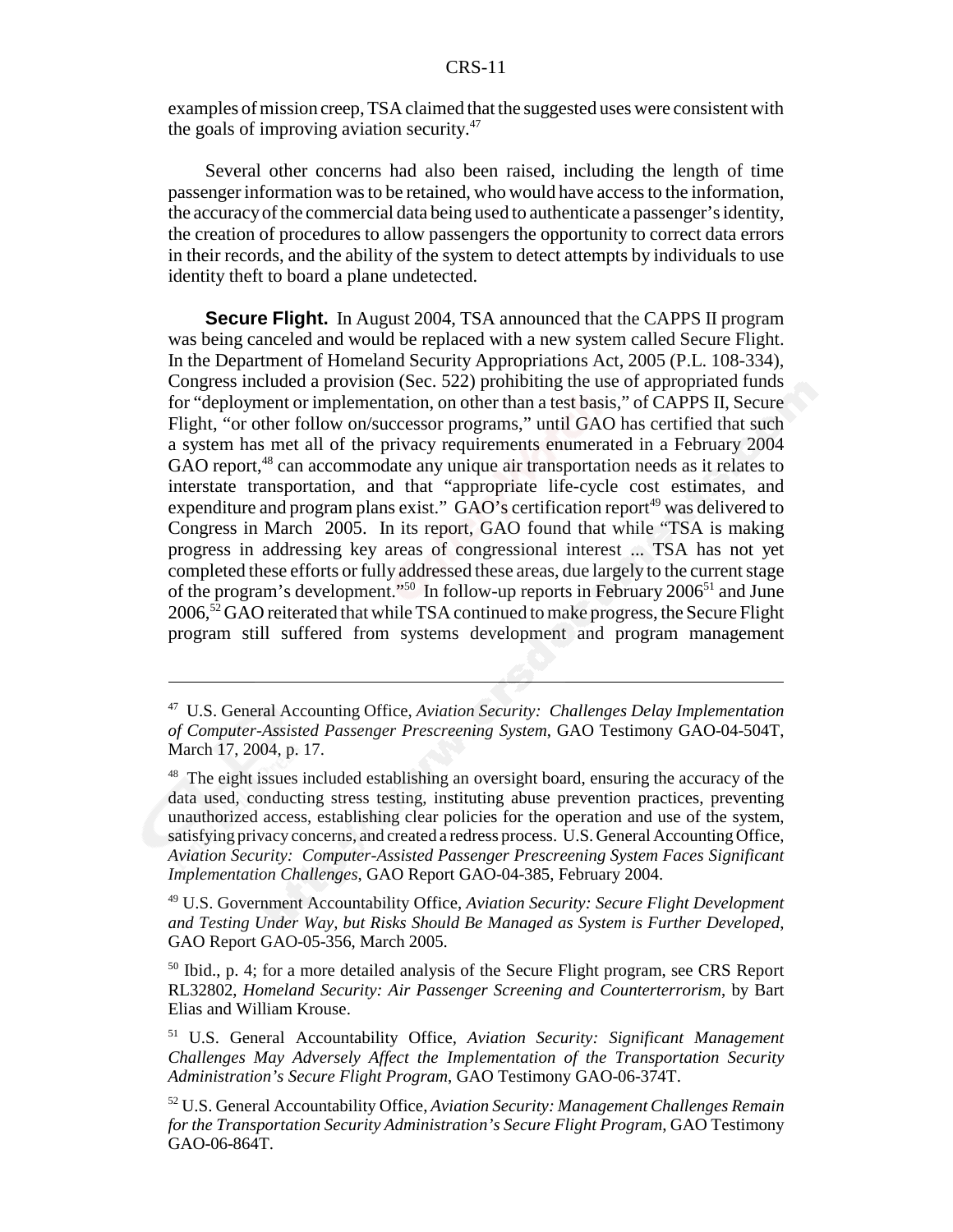examples of mission creep, TSA claimed that the suggested uses were consistent with the goals of improving aviation security.[47]

Several other concerns had also been raised, including the length of time passenger information was to be retained, who would have access to the information, the accuracy of the commercial data being used to authenticate a passenger's identity, the creation of procedures to allow passengers the opportunity to correct data errors in their records, and the ability of the system to detect attempts by individuals to use identity theft to board a plane undetected.

**Secure Flight.** In August 2004, TSA announced that the CAPPS II program was being canceled and would be replaced with a new system called Secure Flight. In the Department of Homeland Security Appropriations Act, 2005 (P.L. 108-334), Congress included a provision (Sec. 522) prohibiting the use of appropriated funds for "deployment or implementation, on other than a test basis," of CAPPS II, Secure Flight, "or other follow on/successor programs," until GAO has certified that such a system has met all of the privacy requirements enumerated in a February 2004 GAO report,[48] can accommodate any unique air transportation needs as it relates to interstate transportation, and that "appropriate life-cycle cost estimates, and expenditure and program plans exist." GAO's certification report[49] was delivered to Congress in March 2005. In its report, GAO found that while "TSA is making progress in addressing key areas of congressional interest ... TSA has not yet completed these efforts or fully addressed these areas, due largely to the current stage of the program's development."[50] In follow-up reports in February 2006[51] and June 2006,[52] GAO reiterated that while TSA continued to make progress, the Secure Flight program still suffered from systems development and program management

---

[47] U.S. General Accounting Office, *Aviation Security: Challenges Delay Implementation of Computer-Assisted Passenger Prescreening System*, GAO Testimony GAO-04-504T, March 17, 2004, p. 17.

[48] The eight issues included establishing an oversight board, ensuring the accuracy of the data used, conducting stress testing, instituting abuse prevention practices, preventing unauthorized access, establishing clear policies for the operation and use of the system, satisfying privacy concerns, and created a redress process. U.S. General Accounting Office, *Aviation Security: Computer-Assisted Passenger Prescreening System Faces Significant Implementation Challenges*, GAO Report GAO-04-385, February 2004.

[49] U.S. Government Accountability Office, *Aviation Security: Secure Flight Development and Testing Under Way, but Risks Should Be Managed as System is Further Developed*, GAO Report GAO-05-356, March 2005.

[50] Ibid., p. 4; for a more detailed analysis of the Secure Flight program, see CRS Report RL32802, *Homeland Security: Air Passenger Screening and Counterterrorism*, by Bart Elias and William Krouse.

[51] U.S. General Accountability Office, *Aviation Security: Significant Management Challenges May Adversely Affect the Implementation of the Transportation Security Administration's Secure Flight Program*, GAO Testimony GAO-06-374T.

[52] U.S. General Accountability Office, *Aviation Security: Management Challenges Remain for the Transportation Security Administration's Secure Flight Program*, GAO Testimony GAO-06-864T.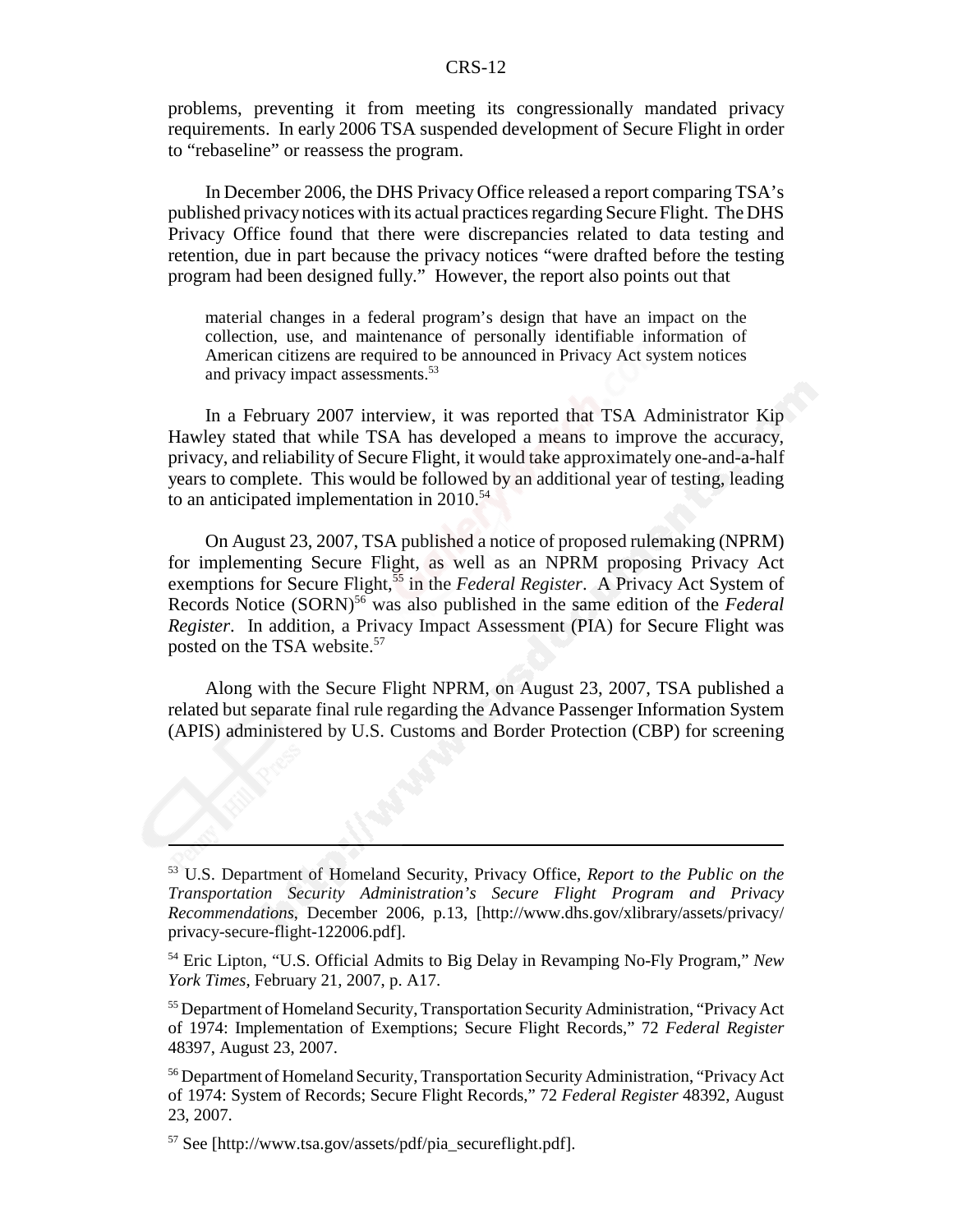problems, preventing it from meeting its congressionally mandated privacy requirements. In early 2006 TSA suspended development of Secure Flight in order to "rebaseline" or reassess the program.

In December 2006, the DHS Privacy Office released a report comparing TSA's published privacy notices with its actual practices regarding Secure Flight. The DHS Privacy Office found that there were discrepancies related to data testing and retention, due in part because the privacy notices "were drafted before the testing program had been designed fully." However, the report also points out that

> material changes in a federal program's design that have an impact on the collection, use, and maintenance of personally identifiable information of American citizens are required to be announced in Privacy Act system notices and privacy impact assessments.[53]

In a February 2007 interview, it was reported that TSA Administrator Kip Hawley stated that while TSA has developed a means to improve the accuracy, privacy, and reliability of Secure Flight, it would take approximately one-and-a-half years to complete. This would be followed by an additional year of testing, leading to an anticipated implementation in 2010.[54]

On August 23, 2007, TSA published a notice of proposed rulemaking (NPRM) for implementing Secure Flight, as well as an NPRM proposing Privacy Act exemptions for Secure Flight,[55] in the *Federal Register*. A Privacy Act System of Records Notice (SORN)[56] was also published in the same edition of the *Federal Register*. In addition, a Privacy Impact Assessment (PIA) for Secure Flight was posted on the TSA website.[57]

Along with the Secure Flight NPRM, on August 23, 2007, TSA published a related but separate final rule regarding the Advance Passenger Information System (APIS) administered by U.S. Customs and Border Protection (CBP) for screening

---

[53] U.S. Department of Homeland Security, Privacy Office, *Report to the Public on the Transportation Security Administration's Secure Flight Program and Privacy Recommendations*, December 2006, p.13, [http://www.dhs.gov/xlibrary/assets/privacy/privacy-secure-flight-122006.pdf].

[54] Eric Lipton, "U.S. Official Admits to Big Delay in Revamping No-Fly Program," *New York Times*, February 21, 2007, p. A17.

[55] Department of Homeland Security, Transportation Security Administration, "Privacy Act of 1974: Implementation of Exemptions; Secure Flight Records," 72 *Federal Register* 48397, August 23, 2007.

[56] Department of Homeland Security, Transportation Security Administration, "Privacy Act of 1974: System of Records; Secure Flight Records," 72 *Federal Register* 48392, August 23, 2007.

[57] See [http://www.tsa.gov/assets/pdf/pia_secureflight.pdf].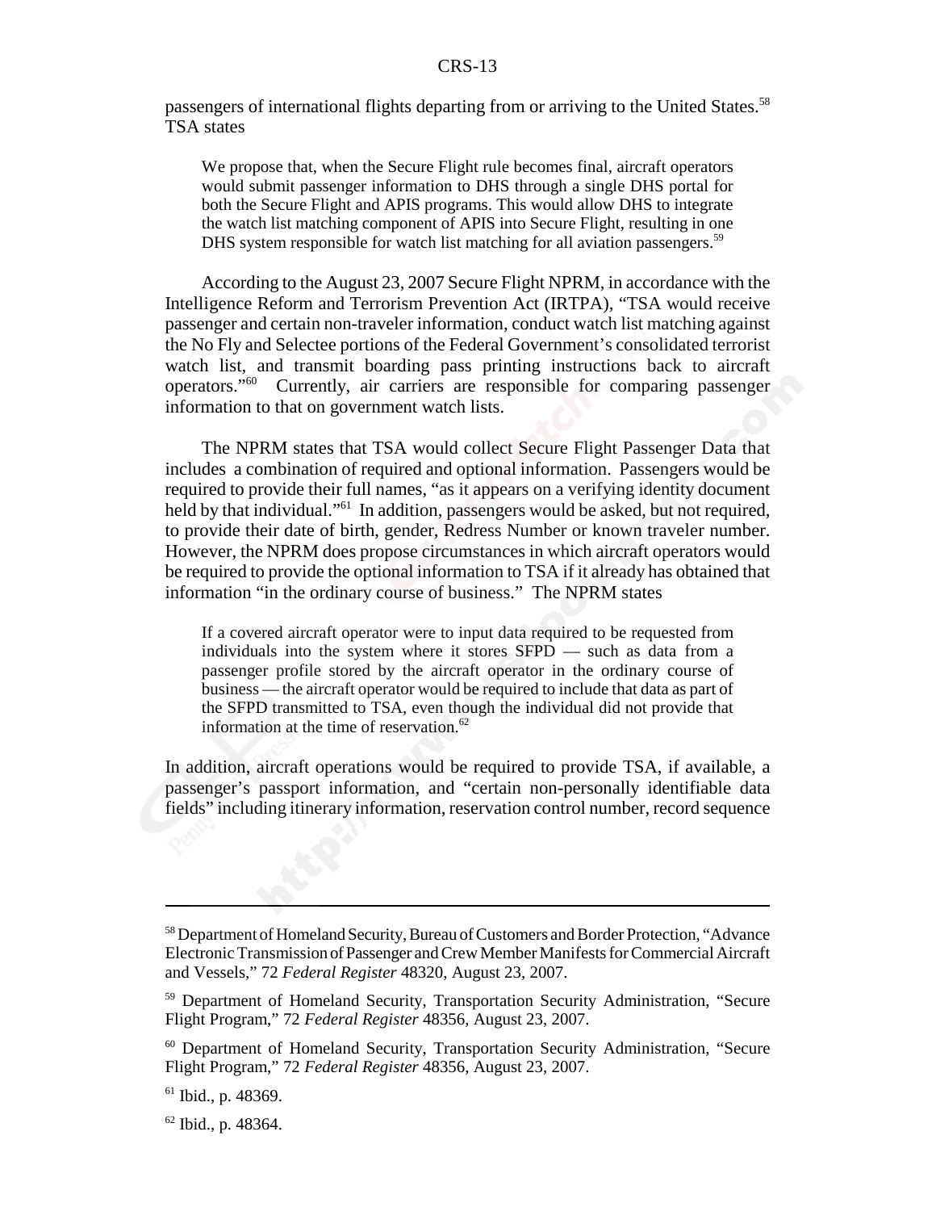passengers of international flights departing from or arriving to the United States.[58] TSA states

> We propose that, when the Secure Flight rule becomes final, aircraft operators would submit passenger information to DHS through a single DHS portal for both the Secure Flight and APIS programs. This would allow DHS to integrate the watch list matching component of APIS into Secure Flight, resulting in one DHS system responsible for watch list matching for all aviation passengers.[59]

According to the August 23, 2007 Secure Flight NPRM, in accordance with the Intelligence Reform and Terrorism Prevention Act (IRTPA), "TSA would receive passenger and certain non-traveler information, conduct watch list matching against the No Fly and Selectee portions of the Federal Government's consolidated terrorist watch list, and transmit boarding pass printing instructions back to aircraft operators."[60] Currently, air carriers are responsible for comparing passenger information to that on government watch lists.

The NPRM states that TSA would collect Secure Flight Passenger Data that includes a combination of required and optional information. Passengers would be required to provide their full names, "as it appears on a verifying identity document held by that individual."[61] In addition, passengers would be asked, but not required, to provide their date of birth, gender, Redress Number or known traveler number. However, the NPRM does propose circumstances in which aircraft operators would be required to provide the optional information to TSA if it already has obtained that information "in the ordinary course of business." The NPRM states

> If a covered aircraft operator were to input data required to be requested from individuals into the system where it stores SFPD — such as data from a passenger profile stored by the aircraft operator in the ordinary course of business — the aircraft operator would be required to include that data as part of the SFPD transmitted to TSA, even though the individual did not provide that information at the time of reservation.[62]

In addition, aircraft operations would be required to provide TSA, if available, a passenger's passport information, and "certain non-personally identifiable data fields" including itinerary information, reservation control number, record sequence

---

[58] Department of Homeland Security, Bureau of Customers and Border Protection, "Advance Electronic Transmission of Passenger and Crew Member Manifests for Commercial Aircraft and Vessels," 72 *Federal Register* 48320, August 23, 2007.

[59] Department of Homeland Security, Transportation Security Administration, "Secure Flight Program," 72 *Federal Register* 48356, August 23, 2007.

[60] Department of Homeland Security, Transportation Security Administration, "Secure Flight Program," 72 *Federal Register* 48356, August 23, 2007.

[61] Ibid., p. 48369.

[62] Ibid., p. 48364.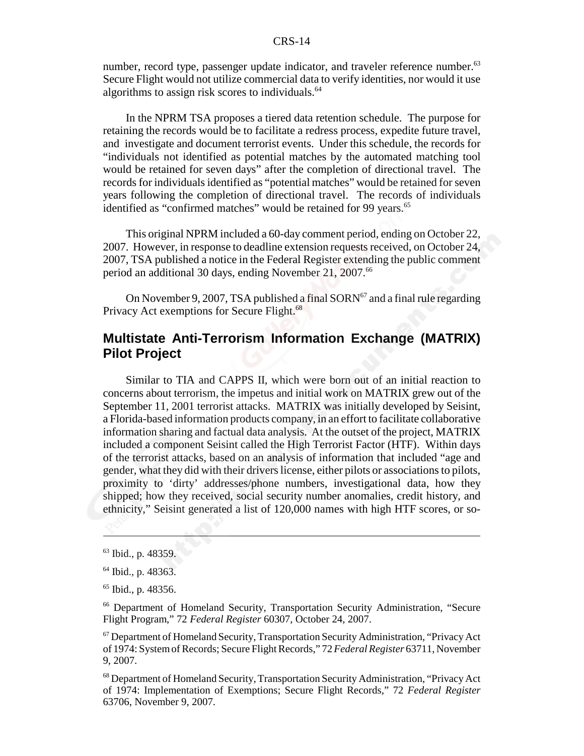number, record type, passenger update indicator, and traveler reference number.[63] Secure Flight would not utilize commercial data to verify identities, nor would it use algorithms to assign risk scores to individuals.[64]

In the NPRM TSA proposes a tiered data retention schedule. The purpose for retaining the records would be to facilitate a redress process, expedite future travel, and investigate and document terrorist events. Under this schedule, the records for "individuals not identified as potential matches by the automated matching tool would be retained for seven days" after the completion of directional travel. The records for individuals identified as "potential matches" would be retained for seven years following the completion of directional travel. The records of individuals identified as "confirmed matches" would be retained for 99 years.[65]

This original NPRM included a 60-day comment period, ending on October 22, 2007. However, in response to deadline extension requests received, on October 24, 2007, TSA published a notice in the Federal Register extending the public comment period an additional 30 days, ending November 21, 2007.[66]

On November 9, 2007, TSA published a final SORN[67] and a final rule regarding Privacy Act exemptions for Secure Flight.[68]

## Multistate Anti-Terrorism Information Exchange (MATRIX) Pilot Project

Similar to TIA and CAPPS II, which were born out of an initial reaction to concerns about terrorism, the impetus and initial work on MATRIX grew out of the September 11, 2001 terrorist attacks. MATRIX was initially developed by Seisint, a Florida-based information products company, in an effort to facilitate collaborative information sharing and factual data analysis. At the outset of the project, MATRIX included a component Seisint called the High Terrorist Factor (HTF). Within days of the terrorist attacks, based on an analysis of information that included "age and gender, what they did with their drivers license, either pilots or associations to pilots, proximity to 'dirty' addresses/phone numbers, investigational data, how they shipped; how they received, social security number anomalies, credit history, and ethnicity," Seisint generated a list of 120,000 names with high HTF scores, or so-

---

[63] Ibid., p. 48359.

[64] Ibid., p. 48363.

[65] Ibid., p. 48356.

[66] Department of Homeland Security, Transportation Security Administration, "Secure Flight Program," 72 *Federal Register* 60307, October 24, 2007.

[67] Department of Homeland Security, Transportation Security Administration, "Privacy Act of 1974: System of Records; Secure Flight Records," 72 *Federal Register* 63711, November 9, 2007.

[68] Department of Homeland Security, Transportation Security Administration, "Privacy Act of 1974: Implementation of Exemptions; Secure Flight Records," 72 *Federal Register* 63706, November 9, 2007.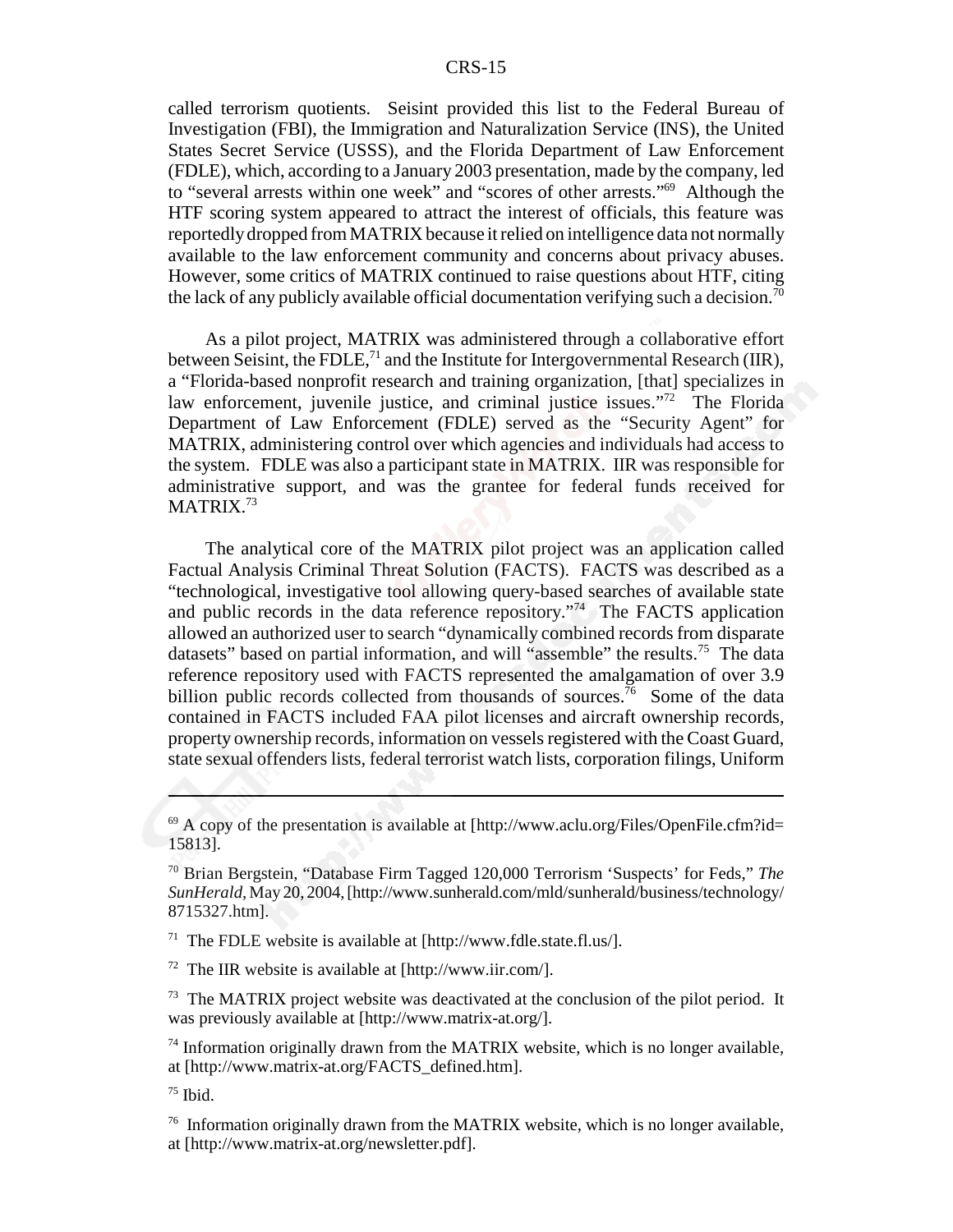called terrorism quotients. Seisint provided this list to the Federal Bureau of Investigation (FBI), the Immigration and Naturalization Service (INS), the United States Secret Service (USSS), and the Florida Department of Law Enforcement (FDLE), which, according to a January 2003 presentation, made by the company, led to "several arrests within one week" and "scores of other arrests."[69] Although the HTF scoring system appeared to attract the interest of officials, this feature was reportedly dropped from MATRIX because it relied on intelligence data not normally available to the law enforcement community and concerns about privacy abuses. However, some critics of MATRIX continued to raise questions about HTF, citing the lack of any publicly available official documentation verifying such a decision.[70]

As a pilot project, MATRIX was administered through a collaborative effort between Seisint, the FDLE,[71] and the Institute for Intergovernmental Research (IIR), a "Florida-based nonprofit research and training organization, [that] specializes in law enforcement, juvenile justice, and criminal justice issues."[72] The Florida Department of Law Enforcement (FDLE) served as the "Security Agent" for MATRIX, administering control over which agencies and individuals had access to the system. FDLE was also a participant state in MATRIX. IIR was responsible for administrative support, and was the grantee for federal funds received for MATRIX.[73]

The analytical core of the MATRIX pilot project was an application called Factual Analysis Criminal Threat Solution (FACTS). FACTS was described as a "technological, investigative tool allowing query-based searches of available state and public records in the data reference repository."[74] The FACTS application allowed an authorized user to search "dynamically combined records from disparate datasets" based on partial information, and will "assemble" the results.[75] The data reference repository used with FACTS represented the amalgamation of over 3.9 billion public records collected from thousands of sources.[76] Some of the data contained in FACTS included FAA pilot licenses and aircraft ownership records, property ownership records, information on vessels registered with the Coast Guard, state sexual offenders lists, federal terrorist watch lists, corporation filings, Uniform

---

[69] A copy of the presentation is available at [http://www.aclu.org/Files/OpenFile.cfm?id=15813].

[70] Brian Bergstein, "Database Firm Tagged 120,000 Terrorism 'Suspects' for Feds," *The SunHerald*, May 20, 2004, [http://www.sunherald.com/mld/sunherald/business/technology/8715327.htm].

[71] The FDLE website is available at [http://www.fdle.state.fl.us/].

[72] The IIR website is available at [http://www.iir.com/].

[73] The MATRIX project website was deactivated at the conclusion of the pilot period. It was previously available at [http://www.matrix-at.org/].

[74] Information originally drawn from the MATRIX website, which is no longer available, at [http://www.matrix-at.org/FACTS_defined.htm].

[75] Ibid.

[76] Information originally drawn from the MATRIX website, which is no longer available, at [http://www.matrix-at.org/newsletter.pdf].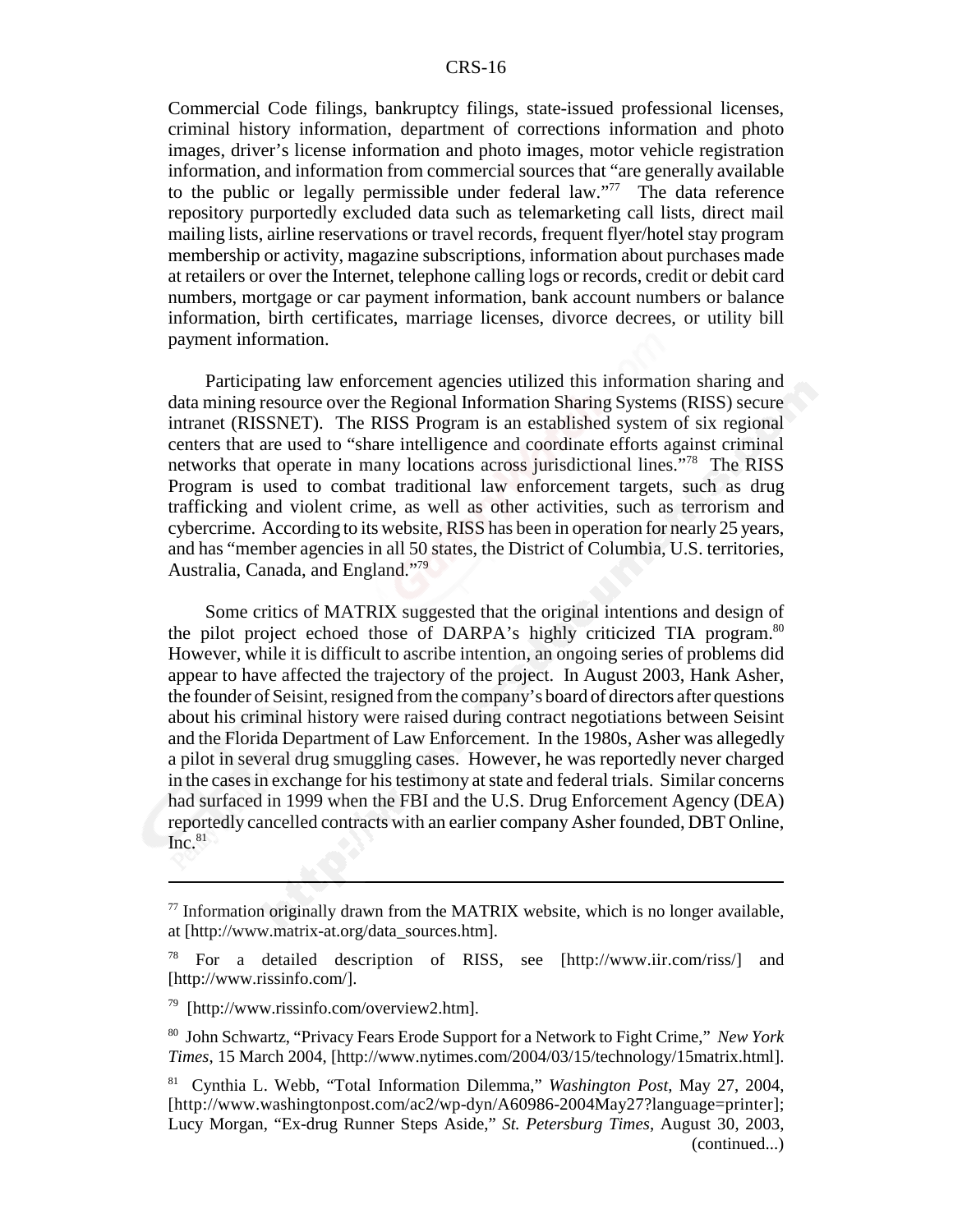Commercial Code filings, bankruptcy filings, state-issued professional licenses, criminal history information, department of corrections information and photo images, driver's license information and photo images, motor vehicle registration information, and information from commercial sources that "are generally available to the public or legally permissible under federal law."[77] The data reference repository purportedly excluded data such as telemarketing call lists, direct mail mailing lists, airline reservations or travel records, frequent flyer/hotel stay program membership or activity, magazine subscriptions, information about purchases made at retailers or over the Internet, telephone calling logs or records, credit or debit card numbers, mortgage or car payment information, bank account numbers or balance information, birth certificates, marriage licenses, divorce decrees, or utility bill payment information.

Participating law enforcement agencies utilized this information sharing and data mining resource over the Regional Information Sharing Systems (RISS) secure intranet (RISSNET). The RISS Program is an established system of six regional centers that are used to "share intelligence and coordinate efforts against criminal networks that operate in many locations across jurisdictional lines."[78] The RISS Program is used to combat traditional law enforcement targets, such as drug trafficking and violent crime, as well as other activities, such as terrorism and cybercrime. According to its website, RISS has been in operation for nearly 25 years, and has "member agencies in all 50 states, the District of Columbia, U.S. territories, Australia, Canada, and England."[79]

Some critics of MATRIX suggested that the original intentions and design of the pilot project echoed those of DARPA's highly criticized TIA program.[80] However, while it is difficult to ascribe intention, an ongoing series of problems did appear to have affected the trajectory of the project. In August 2003, Hank Asher, the founder of Seisint, resigned from the company's board of directors after questions about his criminal history were raised during contract negotiations between Seisint and the Florida Department of Law Enforcement. In the 1980s, Asher was allegedly a pilot in several drug smuggling cases. However, he was reportedly never charged in the cases in exchange for his testimony at state and federal trials. Similar concerns had surfaced in 1999 when the FBI and the U.S. Drug Enforcement Agency (DEA) reportedly cancelled contracts with an earlier company Asher founded, DBT Online, Inc.[81]

---

[77] Information originally drawn from the MATRIX website, which is no longer available, at [http://www.matrix-at.org/data_sources.htm].

[78] For a detailed description of RISS, see [http://www.iir.com/riss/] and [http://www.rissinfo.com/].

[79] [http://www.rissinfo.com/overview2.htm].

[80] John Schwartz, "Privacy Fears Erode Support for a Network to Fight Crime," *New York Times*, 15 March 2004, [http://www.nytimes.com/2004/03/15/technology/15matrix.html].

[81] Cynthia L. Webb, "Total Information Dilemma," *Washington Post*, May 27, 2004, [http://www.washingtonpost.com/ac2/wp-dyn/A60986-2004May27?language=printer]; Lucy Morgan, "Ex-drug Runner Steps Aside," *St. Petersburg Times*, August 30, 2003, (continued...)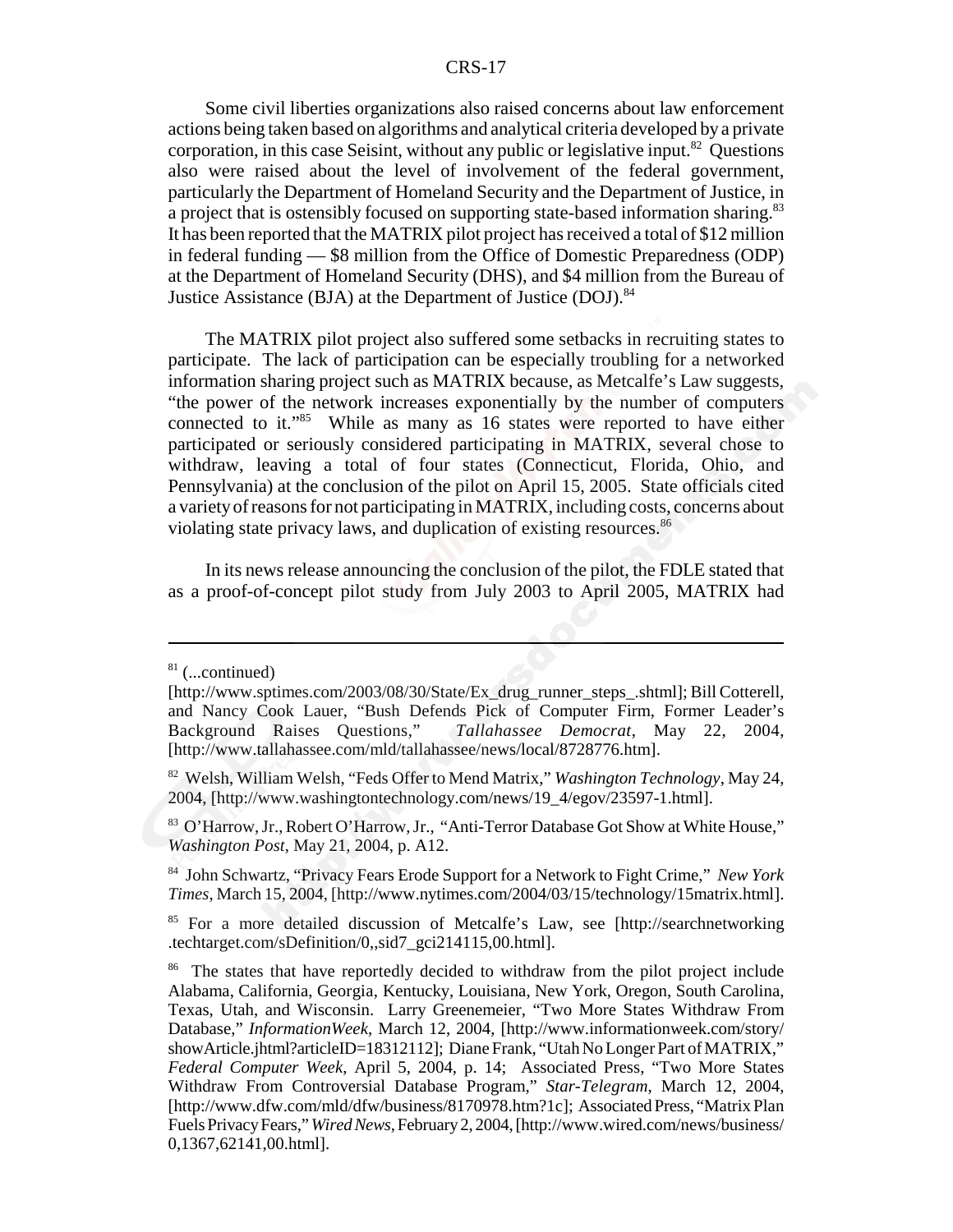Some civil liberties organizations also raised concerns about law enforcement actions being taken based on algorithms and analytical criteria developed by a private corporation, in this case Seisint, without any public or legislative input.[82] Questions also were raised about the level of involvement of the federal government, particularly the Department of Homeland Security and the Department of Justice, in a project that is ostensibly focused on supporting state-based information sharing.[83] It has been reported that the MATRIX pilot project has received a total of $12 million in federal funding — $8 million from the Office of Domestic Preparedness (ODP) at the Department of Homeland Security (DHS), and $4 million from the Bureau of Justice Assistance (BJA) at the Department of Justice (DOJ).[84]

The MATRIX pilot project also suffered some setbacks in recruiting states to participate. The lack of participation can be especially troubling for a networked information sharing project such as MATRIX because, as Metcalfe's Law suggests, "the power of the network increases exponentially by the number of computers connected to it."[85] While as many as 16 states were reported to have either participated or seriously considered participating in MATRIX, several chose to withdraw, leaving a total of four states (Connecticut, Florida, Ohio, and Pennsylvania) at the conclusion of the pilot on April 15, 2005. State officials cited a variety of reasons for not participating in MATRIX, including costs, concerns about violating state privacy laws, and duplication of existing resources.[86]

In its news release announcing the conclusion of the pilot, the FDLE stated that as a proof-of-concept pilot study from July 2003 to April 2005, MATRIX had

---

[81] (...continued) [http://www.sptimes.com/2003/08/30/State/Ex_drug_runner_steps_.shtml]; Bill Cotterell, and Nancy Cook Lauer, "Bush Defends Pick of Computer Firm, Former Leader's Background Raises Questions," *Tallahassee Democrat*, May 22, 2004, [http://www.tallahassee.com/mld/tallahassee/news/local/8728776.htm].

[82] Welsh, William Welsh, "Feds Offer to Mend Matrix," *Washington Technology*, May 24, 2004, [http://www.washingtontechnology.com/news/19_4/egov/23597-1.html].

[83] O'Harrow, Jr., Robert O'Harrow, Jr., "Anti-Terror Database Got Show at White House," *Washington Post*, May 21, 2004, p. A12.

[84] John Schwartz, "Privacy Fears Erode Support for a Network to Fight Crime," *New York Times*, March 15, 2004, [http://www.nytimes.com/2004/03/15/technology/15matrix.html].

[85] For a more detailed discussion of Metcalfe's Law, see [http://searchnetworking.techtarget.com/sDefinition/0,,sid7_gci214115,00.html].

[86] The states that have reportedly decided to withdraw from the pilot project include Alabama, California, Georgia, Kentucky, Louisiana, New York, Oregon, South Carolina, Texas, Utah, and Wisconsin. Larry Greenemeier, "Two More States Withdraw From Database," *InformationWeek*, March 12, 2004, [http://www.informationweek.com/story/showArticle.jhtml?articleID=18312112]; Diane Frank, "Utah No Longer Part of MATRIX," *Federal Computer Week*, April 5, 2004, p. 14; Associated Press, "Two More States Withdraw From Controversial Database Program," *Star-Telegram*, March 12, 2004, [http://www.dfw.com/mld/dfw/business/8170978.htm?1c]; Associated Press, "Matrix Plan Fuels Privacy Fears," *Wired News*, February 2, 2004, [http://www.wired.com/news/business/0,1367,62141,00.html].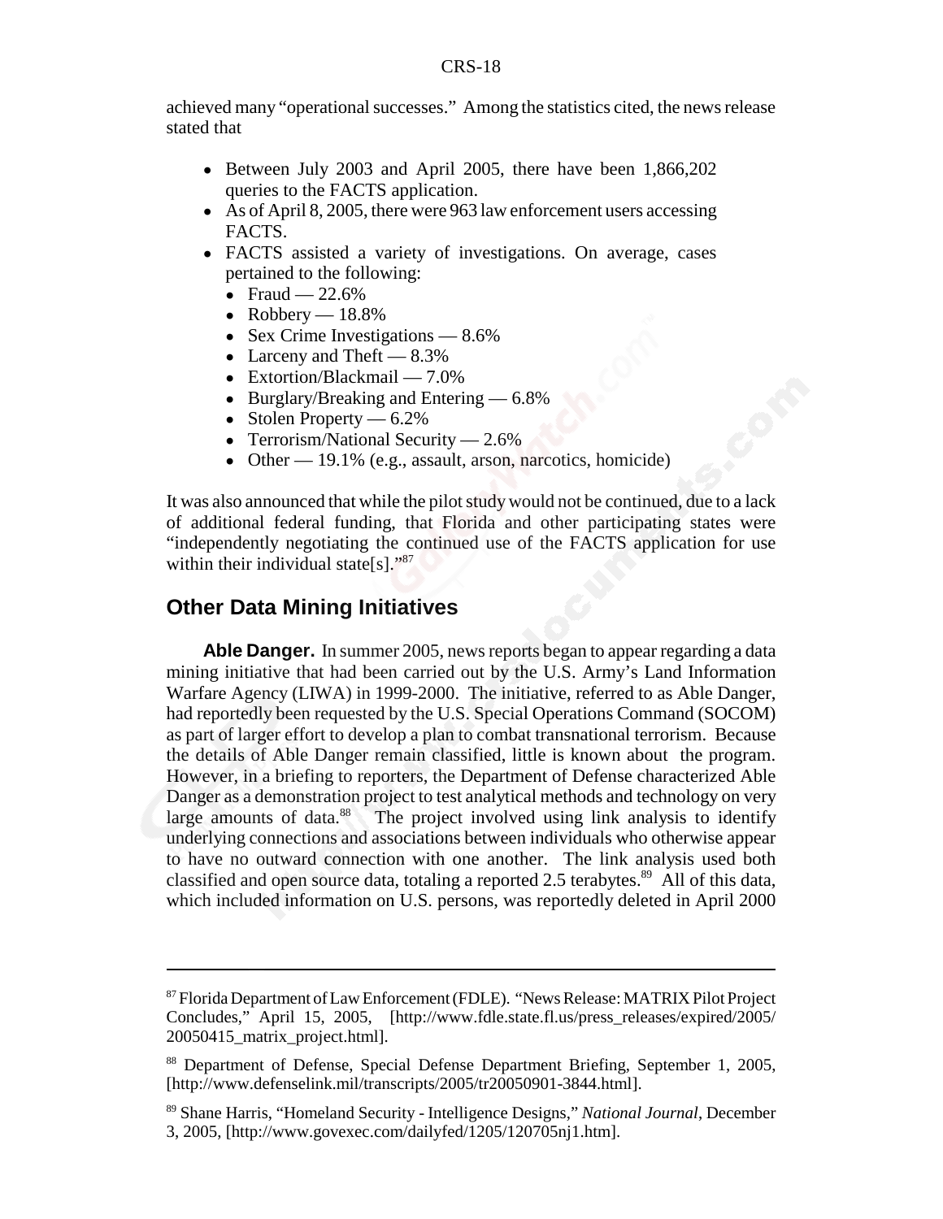achieved many "operational successes." Among the statistics cited, the news release stated that

- Between July 2003 and April 2005, there have been 1,866,202 queries to the FACTS application.
- As of April 8, 2005, there were 963 law enforcement users accessing FACTS.
- FACTS assisted a variety of investigations. On average, cases pertained to the following:
  - Fraud — 22.6%
  - Robbery — 18.8%
  - Sex Crime Investigations — 8.6%
  - Larceny and Theft — 8.3%
  - Extortion/Blackmail — 7.0%
  - Burglary/Breaking and Entering — 6.8%
  - Stolen Property — 6.2%
  - Terrorism/National Security — 2.6%
  - Other — 19.1% (e.g., assault, arson, narcotics, homicide)

It was also announced that while the pilot study would not be continued, due to a lack of additional federal funding, that Florida and other participating states were "independently negotiating the continued use of the FACTS application for use within their individual state[s]."[87]

## Other Data Mining Initiatives

**Able Danger.** In summer 2005, news reports began to appear regarding a data mining initiative that had been carried out by the U.S. Army's Land Information Warfare Agency (LIWA) in 1999-2000. The initiative, referred to as Able Danger, had reportedly been requested by the U.S. Special Operations Command (SOCOM) as part of larger effort to develop a plan to combat transnational terrorism. Because the details of Able Danger remain classified, little is known about the program. However, in a briefing to reporters, the Department of Defense characterized Able Danger as a demonstration project to test analytical methods and technology on very large amounts of data.[88] The project involved using link analysis to identify underlying connections and associations between individuals who otherwise appear to have no outward connection with one another. The link analysis used both classified and open source data, totaling a reported 2.5 terabytes.[89] All of this data, which included information on U.S. persons, was reportedly deleted in April 2000

---

[87] Florida Department of Law Enforcement (FDLE). "News Release: MATRIX Pilot Project Concludes," April 15, 2005, [http://www.fdle.state.fl.us/press_releases/expired/2005/20050415_matrix_project.html].

[88] Department of Defense, Special Defense Department Briefing, September 1, 2005, [http://www.defenselink.mil/transcripts/2005/tr20050901-3844.html].

[89] Shane Harris, "Homeland Security - Intelligence Designs," *National Journal*, December 3, 2005, [http://www.govexec.com/dailyfed/1205/120705nj1.htm].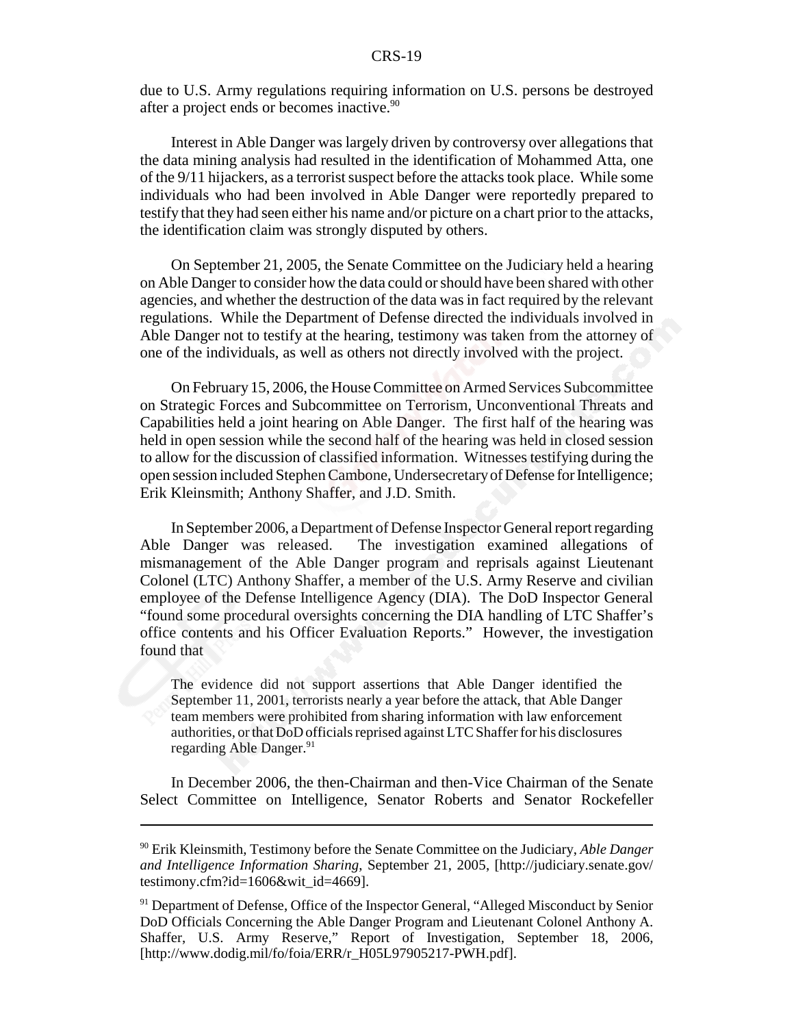due to U.S. Army regulations requiring information on U.S. persons be destroyed after a project ends or becomes inactive.[90]

Interest in Able Danger was largely driven by controversy over allegations that the data mining analysis had resulted in the identification of Mohammed Atta, one of the 9/11 hijackers, as a terrorist suspect before the attacks took place. While some individuals who had been involved in Able Danger were reportedly prepared to testify that they had seen either his name and/or picture on a chart prior to the attacks, the identification claim was strongly disputed by others.

On September 21, 2005, the Senate Committee on the Judiciary held a hearing on Able Danger to consider how the data could or should have been shared with other agencies, and whether the destruction of the data was in fact required by the relevant regulations. While the Department of Defense directed the individuals involved in Able Danger not to testify at the hearing, testimony was taken from the attorney of one of the individuals, as well as others not directly involved with the project.

On February 15, 2006, the House Committee on Armed Services Subcommittee on Strategic Forces and Subcommittee on Terrorism, Unconventional Threats and Capabilities held a joint hearing on Able Danger. The first half of the hearing was held in open session while the second half of the hearing was held in closed session to allow for the discussion of classified information. Witnesses testifying during the open session included Stephen Cambone, Undersecretary of Defense for Intelligence; Erik Kleinsmith; Anthony Shaffer, and J.D. Smith.

In September 2006, a Department of Defense Inspector General report regarding Able Danger was released. The investigation examined allegations of mismanagement of the Able Danger program and reprisals against Lieutenant Colonel (LTC) Anthony Shaffer, a member of the U.S. Army Reserve and civilian employee of the Defense Intelligence Agency (DIA). The DoD Inspector General "found some procedural oversights concerning the DIA handling of LTC Shaffer's office contents and his Officer Evaluation Reports." However, the investigation found that

> The evidence did not support assertions that Able Danger identified the September 11, 2001, terrorists nearly a year before the attack, that Able Danger team members were prohibited from sharing information with law enforcement authorities, or that DoD officials reprised against LTC Shaffer for his disclosures regarding Able Danger.[91]

In December 2006, the then-Chairman and then-Vice Chairman of the Senate Select Committee on Intelligence, Senator Roberts and Senator Rockefeller

---

[90] Erik Kleinsmith, Testimony before the Senate Committee on the Judiciary, *Able Danger and Intelligence Information Sharing*, September 21, 2005, [http://judiciary.senate.gov/testimony.cfm?id=1606&wit_id=4669].

[91] Department of Defense, Office of the Inspector General, "Alleged Misconduct by Senior DoD Officials Concerning the Able Danger Program and Lieutenant Colonel Anthony A. Shaffer, U.S. Army Reserve," Report of Investigation, September 18, 2006, [http://www.dodig.mil/fo/foia/ERR/r_H05L97905217-PWH.pdf].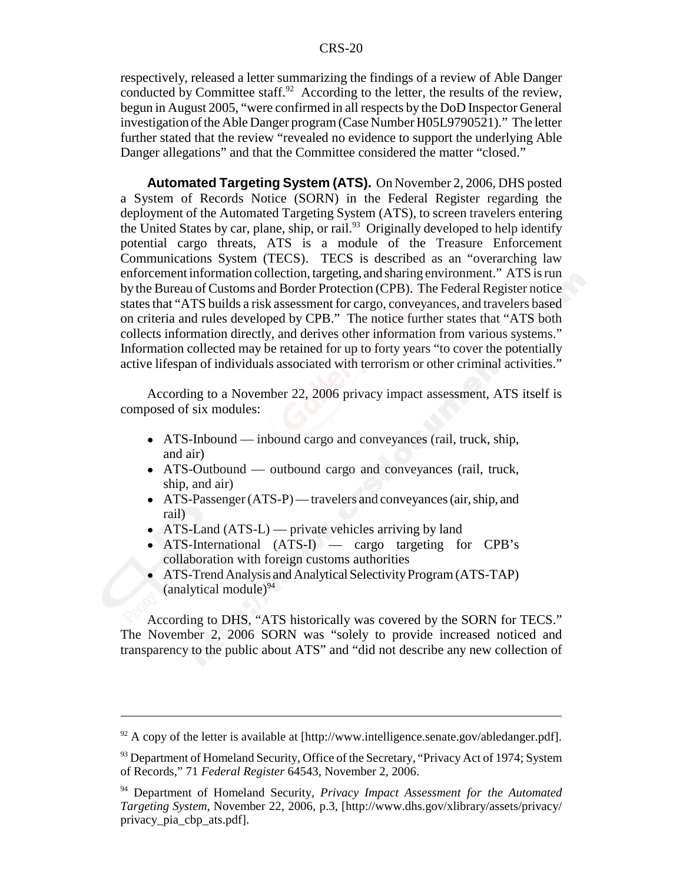respectively, released a letter summarizing the findings of a review of Able Danger conducted by Committee staff.[92] According to the letter, the results of the review, begun in August 2005, "were confirmed in all respects by the DoD Inspector General investigation of the Able Danger program (Case Number H05L9790521)." The letter further stated that the review "revealed no evidence to support the underlying Able Danger allegations" and that the Committee considered the matter "closed."

**Automated Targeting System (ATS).** On November 2, 2006, DHS posted a System of Records Notice (SORN) in the Federal Register regarding the deployment of the Automated Targeting System (ATS), to screen travelers entering the United States by car, plane, ship, or rail.[93] Originally developed to help identify potential cargo threats, ATS is a module of the Treasure Enforcement Communications System (TECS). TECS is described as an "overarching law enforcement information collection, targeting, and sharing environment." ATS is run by the Bureau of Customs and Border Protection (CPB). The Federal Register notice states that "ATS builds a risk assessment for cargo, conveyances, and travelers based on criteria and rules developed by CPB." The notice further states that "ATS both collects information directly, and derives other information from various systems." Information collected may be retained for up to forty years "to cover the potentially active lifespan of individuals associated with terrorism or other criminal activities."

According to a November 22, 2006 privacy impact assessment, ATS itself is composed of six modules:

- ATS-Inbound — inbound cargo and conveyances (rail, truck, ship, and air)
- ATS-Outbound — outbound cargo and conveyances (rail, truck, ship, and air)
- ATS-Passenger (ATS-P) — travelers and conveyances (air, ship, and rail)
- ATS-Land (ATS-L) — private vehicles arriving by land
- ATS-International (ATS-I) — cargo targeting for CPB's collaboration with foreign customs authorities
- ATS-Trend Analysis and Analytical Selectivity Program (ATS-TAP) (analytical module)[94]

According to DHS, "ATS historically was covered by the SORN for TECS." The November 2, 2006 SORN was "solely to provide increased noticed and transparency to the public about ATS" and "did not describe any new collection of

---

[92] A copy of the letter is available at [http://www.intelligence.senate.gov/abledanger.pdf].

[93] Department of Homeland Security, Office of the Secretary, "Privacy Act of 1974; System of Records," 71 *Federal Register* 64543, November 2, 2006.

[94] Department of Homeland Security, *Privacy Impact Assessment for the Automated Targeting System*, November 22, 2006, p.3, [http://www.dhs.gov/xlibrary/assets/privacy/privacy_pia_cbp_ats.pdf].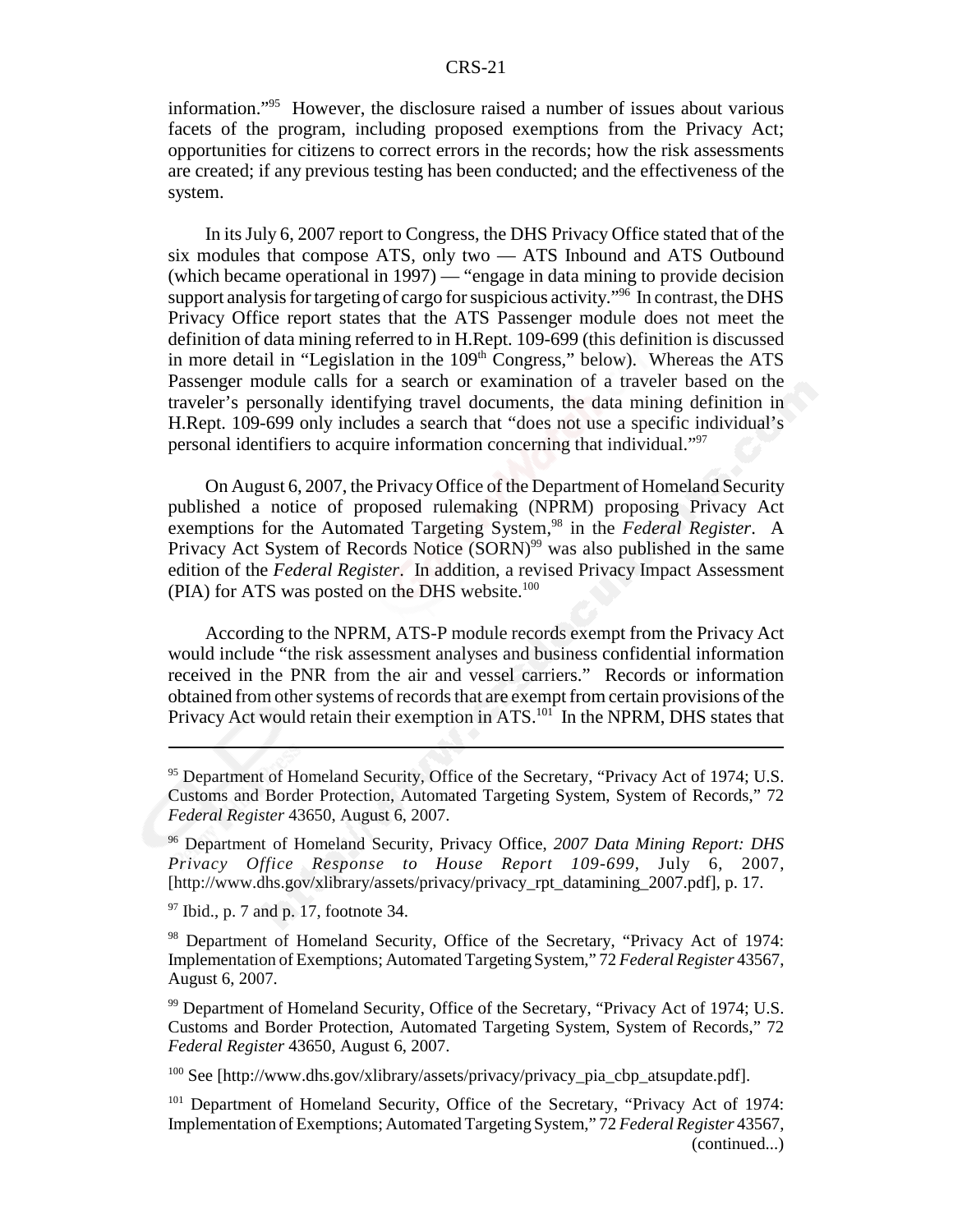information."[95] However, the disclosure raised a number of issues about various facets of the program, including proposed exemptions from the Privacy Act; opportunities for citizens to correct errors in the records; how the risk assessments are created; if any previous testing has been conducted; and the effectiveness of the system.

In its July 6, 2007 report to Congress, the DHS Privacy Office stated that of the six modules that compose ATS, only two — ATS Inbound and ATS Outbound (which became operational in 1997) — "engage in data mining to provide decision support analysis for targeting of cargo for suspicious activity."[96] In contrast, the DHS Privacy Office report states that the ATS Passenger module does not meet the definition of data mining referred to in H.Rept. 109-699 (this definition is discussed in more detail in "Legislation in the 109th Congress," below). Whereas the ATS Passenger module calls for a search or examination of a traveler based on the traveler's personally identifying travel documents, the data mining definition in H.Rept. 109-699 only includes a search that "does not use a specific individual's personal identifiers to acquire information concerning that individual."[97]

On August 6, 2007, the Privacy Office of the Department of Homeland Security published a notice of proposed rulemaking (NPRM) proposing Privacy Act exemptions for the Automated Targeting System,[98] in the *Federal Register*. A Privacy Act System of Records Notice (SORN)[99] was also published in the same edition of the *Federal Register*. In addition, a revised Privacy Impact Assessment (PIA) for ATS was posted on the DHS website.[100]

According to the NPRM, ATS-P module records exempt from the Privacy Act would include "the risk assessment analyses and business confidential information received in the PNR from the air and vessel carriers." Records or information obtained from other systems of records that are exempt from certain provisions of the Privacy Act would retain their exemption in ATS.[101] In the NPRM, DHS states that

---

[95] Department of Homeland Security, Office of the Secretary, "Privacy Act of 1974; U.S. Customs and Border Protection, Automated Targeting System, System of Records," 72 *Federal Register* 43650, August 6, 2007.

[96] Department of Homeland Security, Privacy Office, *2007 Data Mining Report: DHS Privacy Office Response to House Report 109-699*, July 6, 2007, [http://www.dhs.gov/xlibrary/assets/privacy/privacy_rpt_datamining_2007.pdf], p. 17.

[97] Ibid., p. 7 and p. 17, footnote 34.

[98] Department of Homeland Security, Office of the Secretary, "Privacy Act of 1974: Implementation of Exemptions; Automated Targeting System," 72 *Federal Register* 43567, August 6, 2007.

[99] Department of Homeland Security, Office of the Secretary, "Privacy Act of 1974; U.S. Customs and Border Protection, Automated Targeting System, System of Records," 72 *Federal Register* 43650, August 6, 2007.

[100] See [http://www.dhs.gov/xlibrary/assets/privacy/privacy_pia_cbp_atsupdate.pdf].

[101] Department of Homeland Security, Office of the Secretary, "Privacy Act of 1974: Implementation of Exemptions; Automated Targeting System," 72 *Federal Register* 43567, (continued...)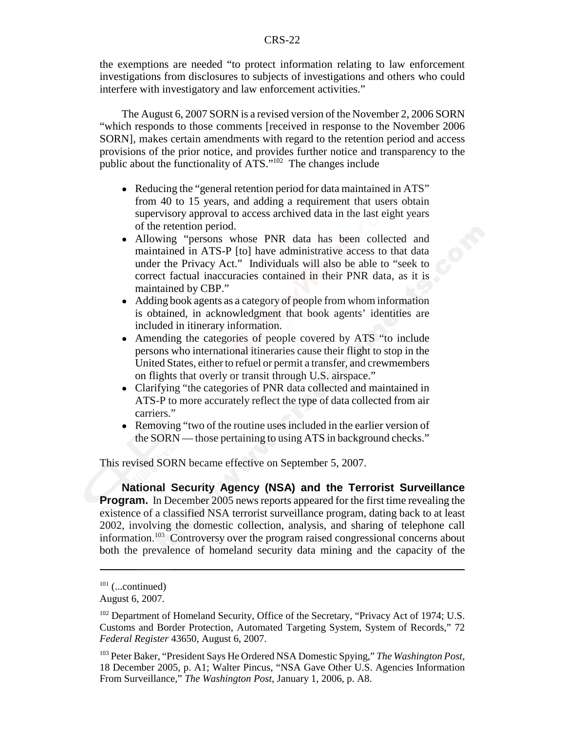the exemptions are needed "to protect information relating to law enforcement investigations from disclosures to subjects of investigations and others who could interfere with investigatory and law enforcement activities."

The August 6, 2007 SORN is a revised version of the November 2, 2006 SORN "which responds to those comments [received in response to the November 2006 SORN], makes certain amendments with regard to the retention period and access provisions of the prior notice, and provides further notice and transparency to the public about the functionality of ATS."[102] The changes include

- Reducing the "general retention period for data maintained in ATS" from 40 to 15 years, and adding a requirement that users obtain supervisory approval to access archived data in the last eight years of the retention period.
- Allowing "persons whose PNR data has been collected and maintained in ATS-P [to] have administrative access to that data under the Privacy Act." Individuals will also be able to "seek to correct factual inaccuracies contained in their PNR data, as it is maintained by CBP."
- Adding book agents as a category of people from whom information is obtained, in acknowledgment that book agents' identities are included in itinerary information.
- Amending the categories of people covered by ATS "to include persons who international itineraries cause their flight to stop in the United States, either to refuel or permit a transfer, and crewmembers on flights that overly or transit through U.S. airspace."
- Clarifying "the categories of PNR data collected and maintained in ATS-P to more accurately reflect the type of data collected from air carriers."
- Removing "two of the routine uses included in the earlier version of the SORN — those pertaining to using ATS in background checks."

This revised SORN became effective on September 5, 2007.

**National Security Agency (NSA) and the Terrorist Surveillance Program.** In December 2005 news reports appeared for the first time revealing the existence of a classified NSA terrorist surveillance program, dating back to at least 2002, involving the domestic collection, analysis, and sharing of telephone call information.[103] Controversy over the program raised congressional concerns about both the prevalence of homeland security data mining and the capacity of the

---

[101] (...continued)
August 6, 2007.

[102] Department of Homeland Security, Office of the Secretary, "Privacy Act of 1974; U.S. Customs and Border Protection, Automated Targeting System, System of Records," 72 *Federal Register* 43650, August 6, 2007.

[103] Peter Baker, "President Says He Ordered NSA Domestic Spying," *The Washington Post*, 18 December 2005, p. A1; Walter Pincus, "NSA Gave Other U.S. Agencies Information From Surveillance," *The Washington Post*, January 1, 2006, p. A8.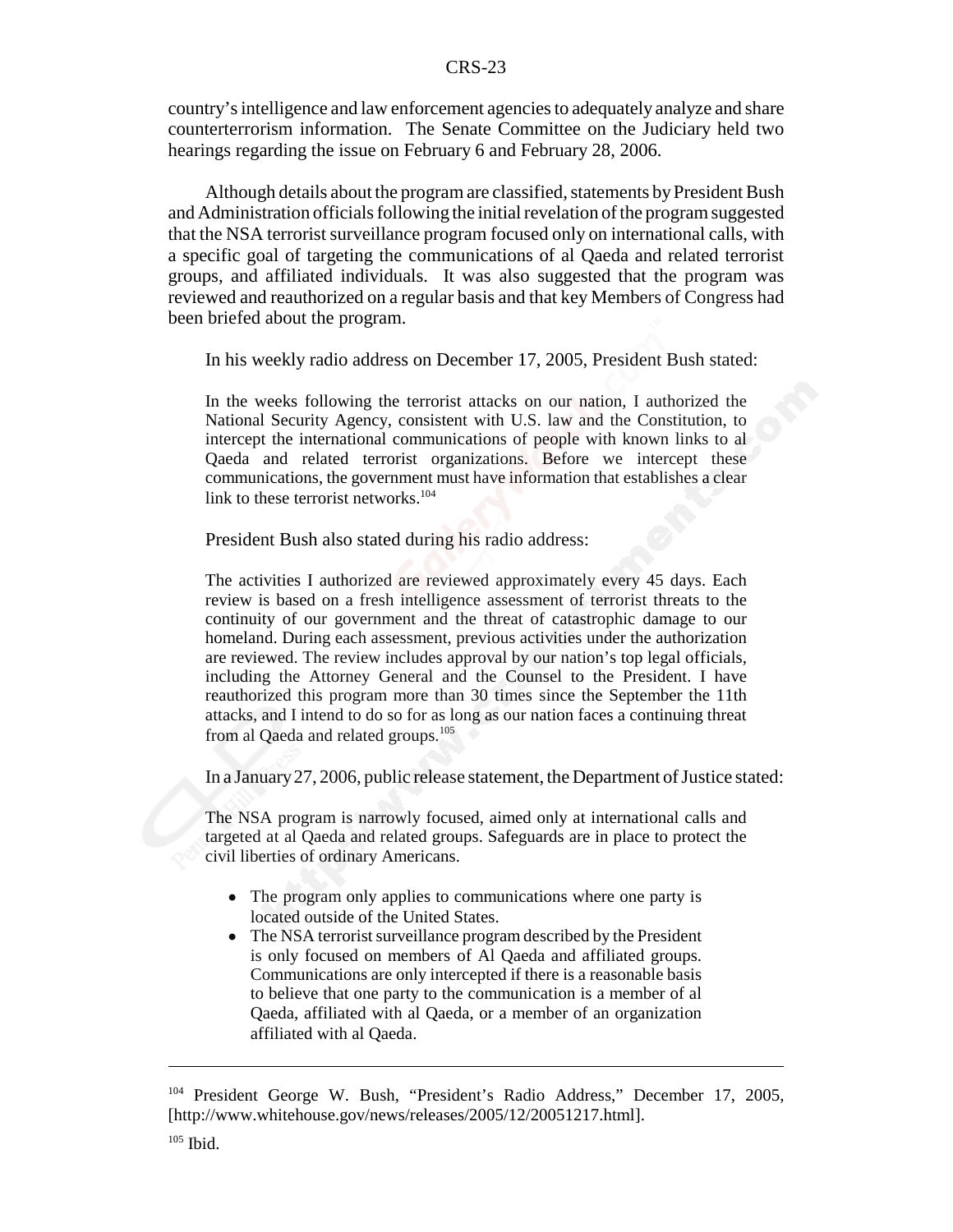country's intelligence and law enforcement agencies to adequately analyze and share counterterrorism information. The Senate Committee on the Judiciary held two hearings regarding the issue on February 6 and February 28, 2006.

Although details about the program are classified, statements by President Bush and Administration officials following the initial revelation of the program suggested that the NSA terrorist surveillance program focused only on international calls, with a specific goal of targeting the communications of al Qaeda and related terrorist groups, and affiliated individuals. It was also suggested that the program was reviewed and reauthorized on a regular basis and that key Members of Congress had been briefed about the program.

In his weekly radio address on December 17, 2005, President Bush stated:

> In the weeks following the terrorist attacks on our nation, I authorized the National Security Agency, consistent with U.S. law and the Constitution, to intercept the international communications of people with known links to al Qaeda and related terrorist organizations. Before we intercept these communications, the government must have information that establishes a clear link to these terrorist networks.[104]

President Bush also stated during his radio address:

> The activities I authorized are reviewed approximately every 45 days. Each review is based on a fresh intelligence assessment of terrorist threats to the continuity of our government and the threat of catastrophic damage to our homeland. During each assessment, previous activities under the authorization are reviewed. The review includes approval by our nation's top legal officials, including the Attorney General and the Counsel to the President. I have reauthorized this program more than 30 times since the September the 11th attacks, and I intend to do so for as long as our nation faces a continuing threat from al Qaeda and related groups.[105]

In a January 27, 2006, public release statement, the Department of Justice stated:

> The NSA program is narrowly focused, aimed only at international calls and targeted at al Qaeda and related groups. Safeguards are in place to protect the civil liberties of ordinary Americans.
>
> - The program only applies to communications where one party is located outside of the United States.
> - The NSA terrorist surveillance program described by the President is only focused on members of Al Qaeda and affiliated groups. Communications are only intercepted if there is a reasonable basis to believe that one party to the communication is a member of al Qaeda, affiliated with al Qaeda, or a member of an organization affiliated with al Qaeda.

---

[104] President George W. Bush, "President's Radio Address," December 17, 2005, [http://www.whitehouse.gov/news/releases/2005/12/20051217.html].

[105] Ibid.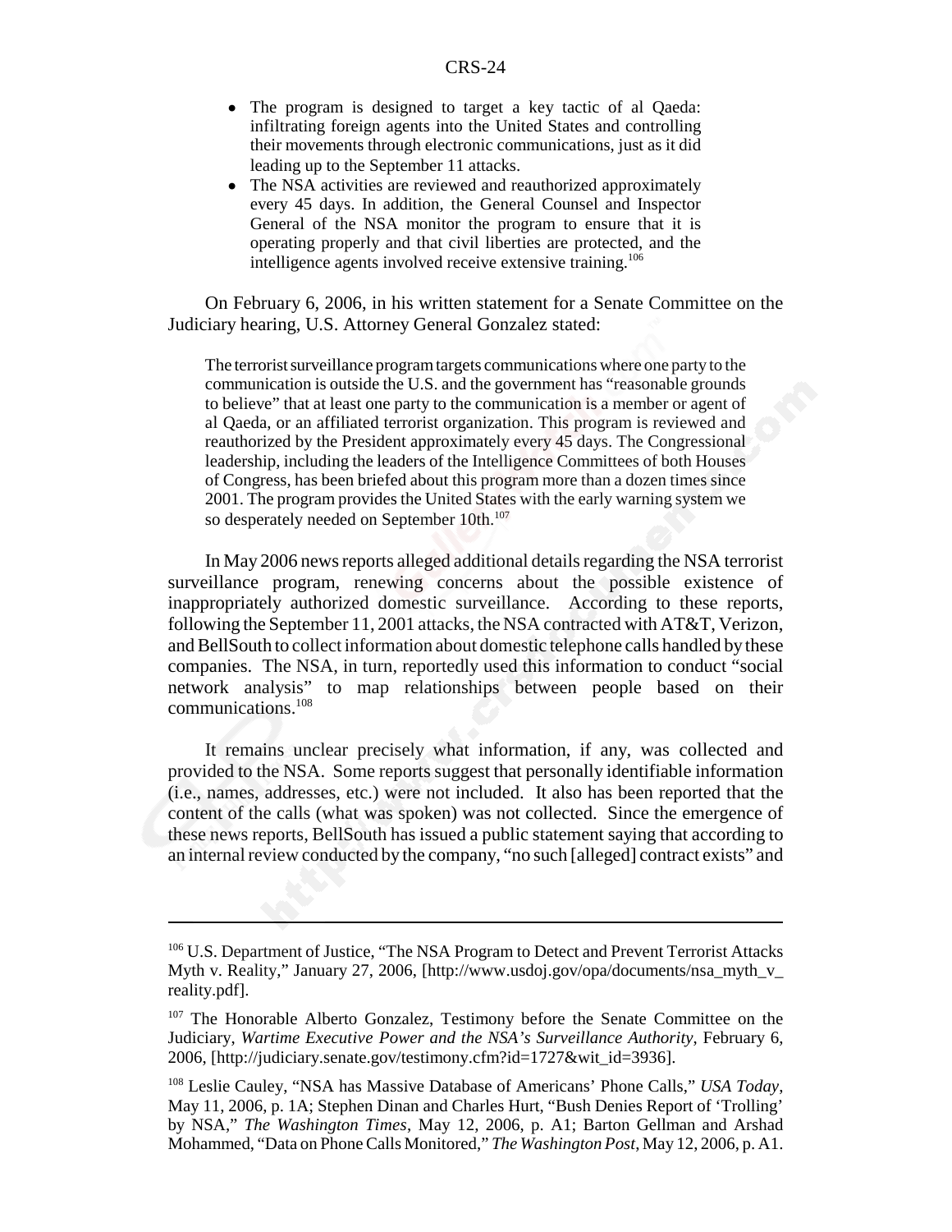- The program is designed to target a key tactic of al Qaeda: infiltrating foreign agents into the United States and controlling their movements through electronic communications, just as it did leading up to the September 11 attacks.
- The NSA activities are reviewed and reauthorized approximately every 45 days. In addition, the General Counsel and Inspector General of the NSA monitor the program to ensure that it is operating properly and that civil liberties are protected, and the intelligence agents involved receive extensive training.[106]

On February 6, 2006, in his written statement for a Senate Committee on the Judiciary hearing, U.S. Attorney General Gonzalez stated:

> The terrorist surveillance program targets communications where one party to the communication is outside the U.S. and the government has "reasonable grounds to believe" that at least one party to the communication is a member or agent of al Qaeda, or an affiliated terrorist organization. This program is reviewed and reauthorized by the President approximately every 45 days. The Congressional leadership, including the leaders of the Intelligence Committees of both Houses of Congress, has been briefed about this program more than a dozen times since 2001. The program provides the United States with the early warning system we so desperately needed on September 10th.[107]

In May 2006 news reports alleged additional details regarding the NSA terrorist surveillance program, renewing concerns about the possible existence of inappropriately authorized domestic surveillance. According to these reports, following the September 11, 2001 attacks, the NSA contracted with AT&T, Verizon, and BellSouth to collect information about domestic telephone calls handled by these companies. The NSA, in turn, reportedly used this information to conduct "social network analysis" to map relationships between people based on their communications.[108]

It remains unclear precisely what information, if any, was collected and provided to the NSA. Some reports suggest that personally identifiable information (i.e., names, addresses, etc.) were not included. It also has been reported that the content of the calls (what was spoken) was not collected. Since the emergence of these news reports, BellSouth has issued a public statement saying that according to an internal review conducted by the company, "no such [alleged] contract exists" and

---

[106] U.S. Department of Justice, "The NSA Program to Detect and Prevent Terrorist Attacks Myth v. Reality," January 27, 2006, [http://www.usdoj.gov/opa/documents/nsa_myth_v_reality.pdf].

[107] The Honorable Alberto Gonzalez, Testimony before the Senate Committee on the Judiciary, *Wartime Executive Power and the NSA's Surveillance Authority*, February 6, 2006, [http://judiciary.senate.gov/testimony.cfm?id=1727&wit_id=3936].

[108] Leslie Cauley, "NSA has Massive Database of Americans' Phone Calls," *USA Today*, May 11, 2006, p. 1A; Stephen Dinan and Charles Hurt, "Bush Denies Report of 'Trolling' by NSA," *The Washington Times*, May 12, 2006, p. A1; Barton Gellman and Arshad Mohammed, "Data on Phone Calls Monitored," *The Washington Post*, May 12, 2006, p. A1.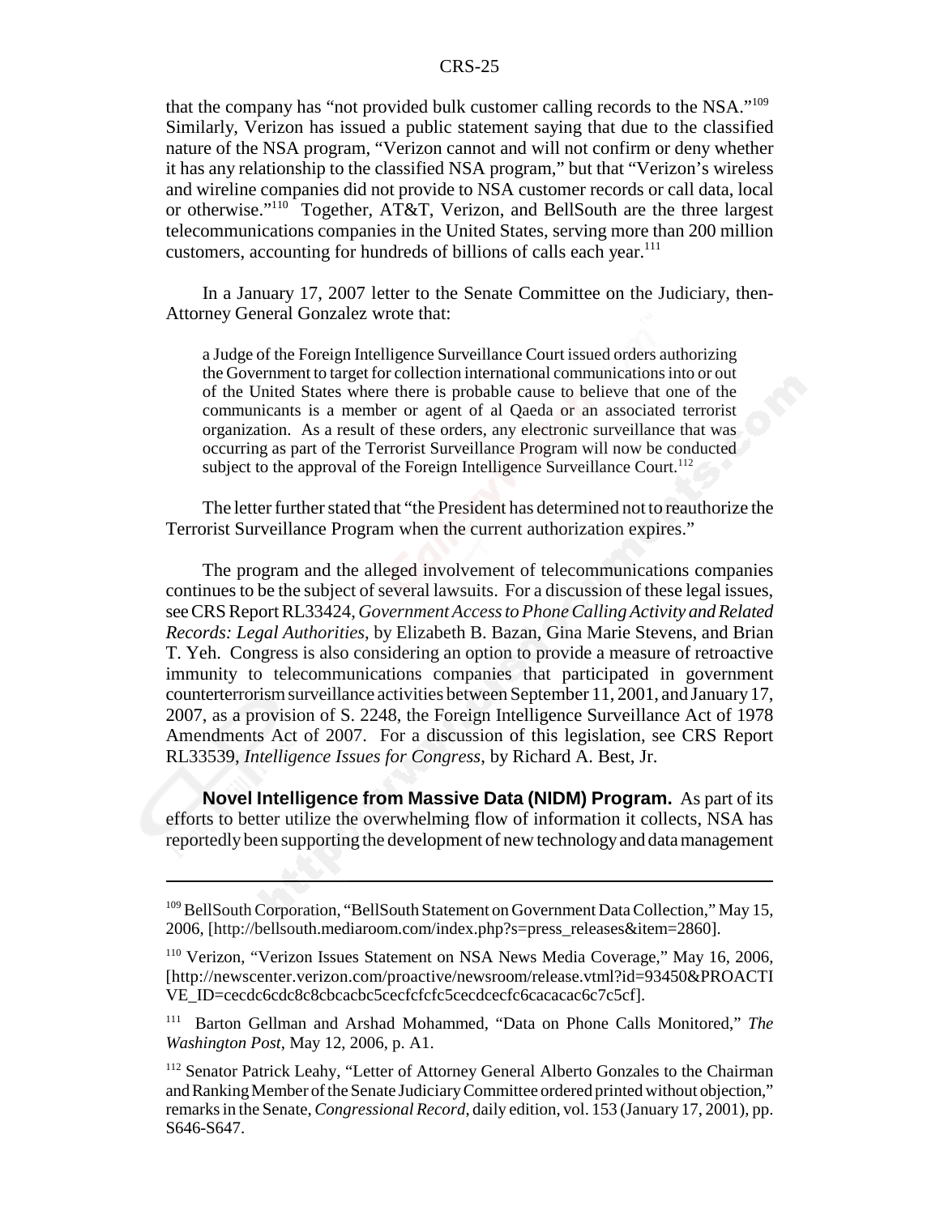that the company has "not provided bulk customer calling records to the NSA."[109] Similarly, Verizon has issued a public statement saying that due to the classified nature of the NSA program, "Verizon cannot and will not confirm or deny whether it has any relationship to the classified NSA program," but that "Verizon's wireless and wireline companies did not provide to NSA customer records or call data, local or otherwise."[110] Together, AT&T, Verizon, and BellSouth are the three largest telecommunications companies in the United States, serving more than 200 million customers, accounting for hundreds of billions of calls each year.[111]

In a January 17, 2007 letter to the Senate Committee on the Judiciary, then-Attorney General Gonzalez wrote that:

> a Judge of the Foreign Intelligence Surveillance Court issued orders authorizing the Government to target for collection international communications into or out of the United States where there is probable cause to believe that one of the communicants is a member or agent of al Qaeda or an associated terrorist organization. As a result of these orders, any electronic surveillance that was occurring as part of the Terrorist Surveillance Program will now be conducted subject to the approval of the Foreign Intelligence Surveillance Court.[112]

The letter further stated that "the President has determined not to reauthorize the Terrorist Surveillance Program when the current authorization expires."

The program and the alleged involvement of telecommunications companies continues to be the subject of several lawsuits. For a discussion of these legal issues, see CRS Report RL33424, *Government Access to Phone Calling Activity and Related Records: Legal Authorities*, by Elizabeth B. Bazan, Gina Marie Stevens, and Brian T. Yeh. Congress is also considering an option to provide a measure of retroactive immunity to telecommunications companies that participated in government counterterrorism surveillance activities between September 11, 2001, and January 17, 2007, as a provision of S. 2248, the Foreign Intelligence Surveillance Act of 1978 Amendments Act of 2007. For a discussion of this legislation, see CRS Report RL33539, *Intelligence Issues for Congress*, by Richard A. Best, Jr.

**Novel Intelligence from Massive Data (NIDM) Program.** As part of its efforts to better utilize the overwhelming flow of information it collects, NSA has reportedly been supporting the development of new technology and data management

---

[109] BellSouth Corporation, "BellSouth Statement on Government Data Collection," May 15, 2006, [http://bellsouth.mediaroom.com/index.php?s=press_releases&item=2860].

[110] Verizon, "Verizon Issues Statement on NSA News Media Coverage," May 16, 2006, [http://newscenter.verizon.com/proactive/newsroom/release.vtml?id=93450&PROACTIVE_ID=cecdc6cdc8c8cbcacbc5cecfcfcfc5cecdcecfc6cacacac6c7c5cf].

[111] Barton Gellman and Arshad Mohammed, "Data on Phone Calls Monitored," *The Washington Post*, May 12, 2006, p. A1.

[112] Senator Patrick Leahy, "Letter of Attorney General Alberto Gonzales to the Chairman and Ranking Member of the Senate Judiciary Committee ordered printed without objection," remarks in the Senate, *Congressional Record*, daily edition, vol. 153 (January 17, 2001), pp. S646-S647.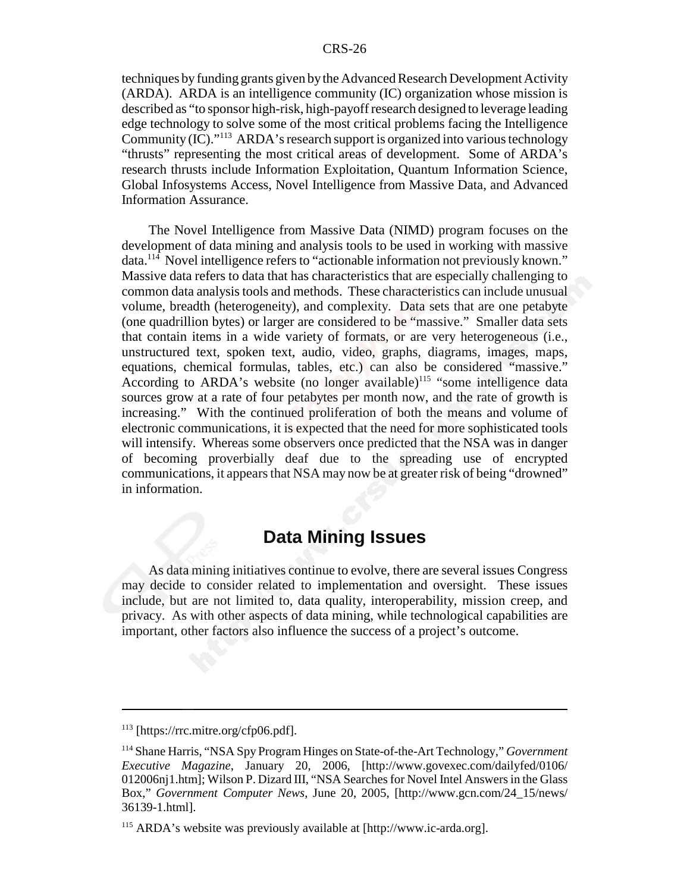techniques by funding grants given by the Advanced Research Development Activity (ARDA). ARDA is an intelligence community (IC) organization whose mission is described as "to sponsor high-risk, high-payoff research designed to leverage leading edge technology to solve some of the most critical problems facing the Intelligence Community (IC)."[113] ARDA's research support is organized into various technology "thrusts" representing the most critical areas of development. Some of ARDA's research thrusts include Information Exploitation, Quantum Information Science, Global Infosystems Access, Novel Intelligence from Massive Data, and Advanced Information Assurance.

The Novel Intelligence from Massive Data (NIMD) program focuses on the development of data mining and analysis tools to be used in working with massive data.[114] Novel intelligence refers to "actionable information not previously known." Massive data refers to data that has characteristics that are especially challenging to common data analysis tools and methods. These characteristics can include unusual volume, breadth (heterogeneity), and complexity. Data sets that are one petabyte (one quadrillion bytes) or larger are considered to be "massive." Smaller data sets that contain items in a wide variety of formats, or are very heterogeneous (i.e., unstructured text, spoken text, audio, video, graphs, diagrams, images, maps, equations, chemical formulas, tables, etc.) can also be considered "massive." According to ARDA's website (no longer available)[115] "some intelligence data sources grow at a rate of four petabytes per month now, and the rate of growth is increasing." With the continued proliferation of both the means and volume of electronic communications, it is expected that the need for more sophisticated tools will intensify. Whereas some observers once predicted that the NSA was in danger of becoming proverbially deaf due to the spreading use of encrypted communications, it appears that NSA may now be at greater risk of being "drowned" in information.

## Data Mining Issues

As data mining initiatives continue to evolve, there are several issues Congress may decide to consider related to implementation and oversight. These issues include, but are not limited to, data quality, interoperability, mission creep, and privacy. As with other aspects of data mining, while technological capabilities are important, other factors also influence the success of a project's outcome.

---

[113] [https://rrc.mitre.org/cfp06.pdf].

[114] Shane Harris, "NSA Spy Program Hinges on State-of-the-Art Technology," *Government Executive Magazine*, January 20, 2006, [http://www.govexec.com/dailyfed/0106/012006nj1.htm]; Wilson P. Dizard III, "NSA Searches for Novel Intel Answers in the Glass Box," *Government Computer News*, June 20, 2005, [http://www.gcn.com/24_15/news/36139-1.html].

[115] ARDA's website was previously available at [http://www.ic-arda.org].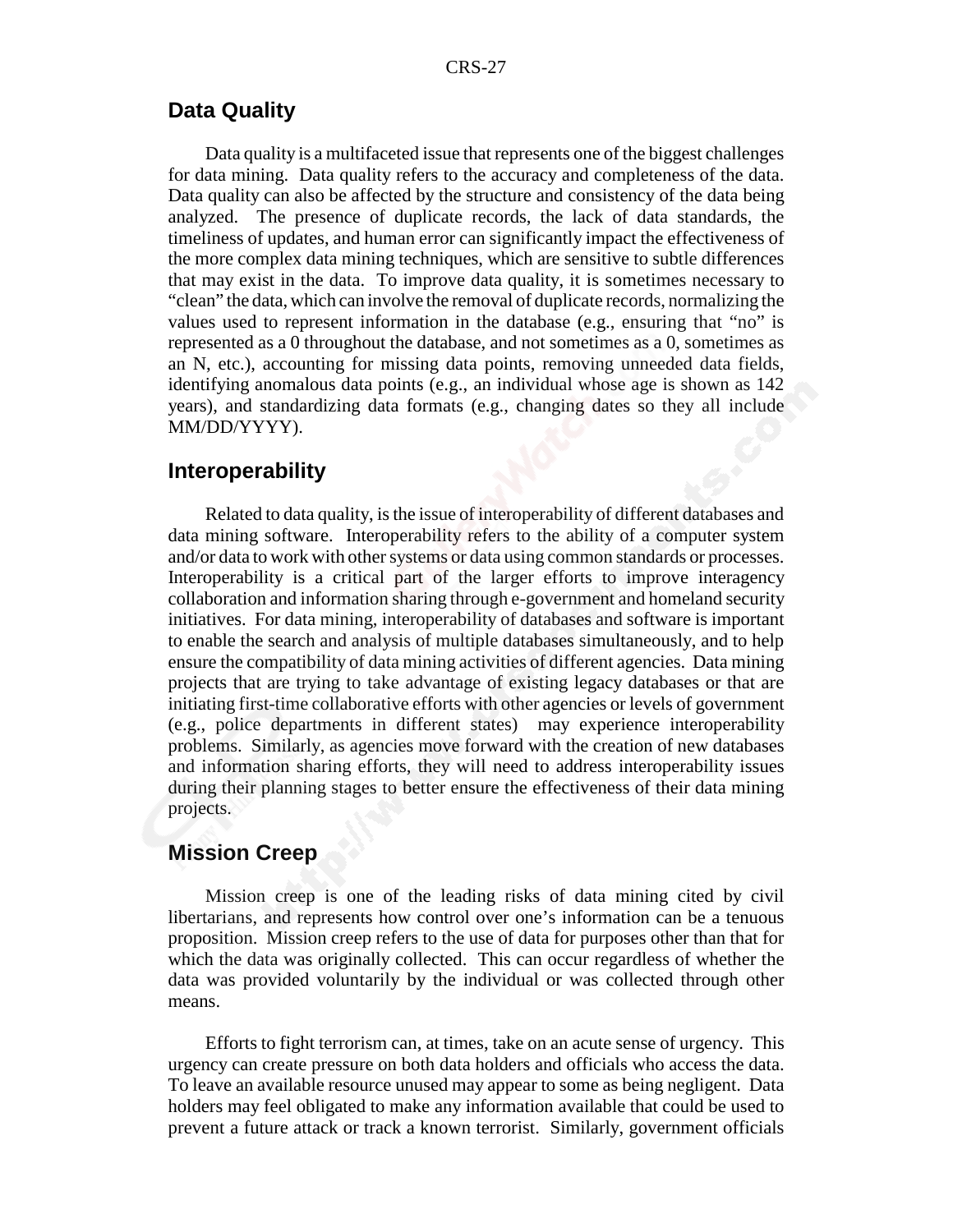## Data Quality

Data quality is a multifaceted issue that represents one of the biggest challenges for data mining. Data quality refers to the accuracy and completeness of the data. Data quality can also be affected by the structure and consistency of the data being analyzed. The presence of duplicate records, the lack of data standards, the timeliness of updates, and human error can significantly impact the effectiveness of the more complex data mining techniques, which are sensitive to subtle differences that may exist in the data. To improve data quality, it is sometimes necessary to "clean" the data, which can involve the removal of duplicate records, normalizing the values used to represent information in the database (e.g., ensuring that "no" is represented as a 0 throughout the database, and not sometimes as a 0, sometimes as an N, etc.), accounting for missing data points, removing unneeded data fields, identifying anomalous data points (e.g., an individual whose age is shown as 142 years), and standardizing data formats (e.g., changing dates so they all include MM/DD/YYYY).

## Interoperability

Related to data quality, is the issue of interoperability of different databases and data mining software. Interoperability refers to the ability of a computer system and/or data to work with other systems or data using common standards or processes. Interoperability is a critical part of the larger efforts to improve interagency collaboration and information sharing through e-government and homeland security initiatives. For data mining, interoperability of databases and software is important to enable the search and analysis of multiple databases simultaneously, and to help ensure the compatibility of data mining activities of different agencies. Data mining projects that are trying to take advantage of existing legacy databases or that are initiating first-time collaborative efforts with other agencies or levels of government (e.g., police departments in different states) may experience interoperability problems. Similarly, as agencies move forward with the creation of new databases and information sharing efforts, they will need to address interoperability issues during their planning stages to better ensure the effectiveness of their data mining projects.

## Mission Creep

Mission creep is one of the leading risks of data mining cited by civil libertarians, and represents how control over one's information can be a tenuous proposition. Mission creep refers to the use of data for purposes other than that for which the data was originally collected. This can occur regardless of whether the data was provided voluntarily by the individual or was collected through other means.

Efforts to fight terrorism can, at times, take on an acute sense of urgency. This urgency can create pressure on both data holders and officials who access the data. To leave an available resource unused may appear to some as being negligent. Data holders may feel obligated to make any information available that could be used to prevent a future attack or track a known terrorist. Similarly, government officials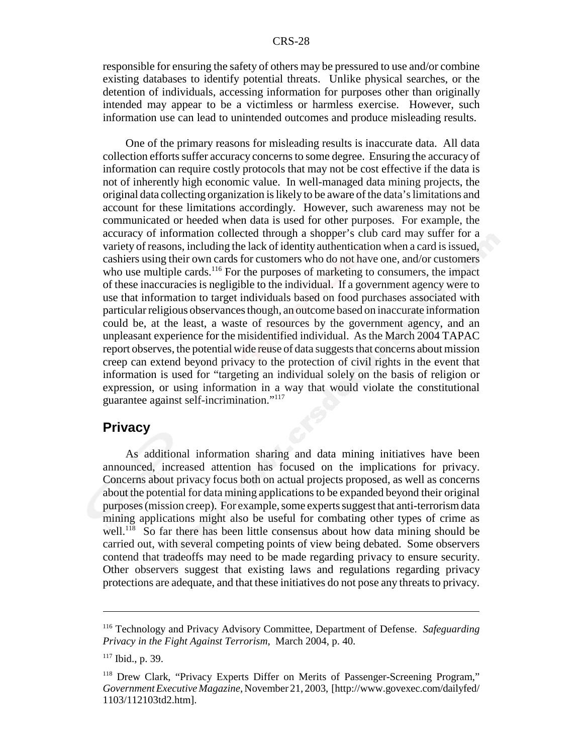responsible for ensuring the safety of others may be pressured to use and/or combine existing databases to identify potential threats. Unlike physical searches, or the detention of individuals, accessing information for purposes other than originally intended may appear to be a victimless or harmless exercise. However, such information use can lead to unintended outcomes and produce misleading results.

One of the primary reasons for misleading results is inaccurate data. All data collection efforts suffer accuracy concerns to some degree. Ensuring the accuracy of information can require costly protocols that may not be cost effective if the data is not of inherently high economic value. In well-managed data mining projects, the original data collecting organization is likely to be aware of the data's limitations and account for these limitations accordingly. However, such awareness may not be communicated or heeded when data is used for other purposes. For example, the accuracy of information collected through a shopper's club card may suffer for a variety of reasons, including the lack of identity authentication when a card is issued, cashiers using their own cards for customers who do not have one, and/or customers who use multiple cards.[116] For the purposes of marketing to consumers, the impact of these inaccuracies is negligible to the individual. If a government agency were to use that information to target individuals based on food purchases associated with particular religious observances though, an outcome based on inaccurate information could be, at the least, a waste of resources by the government agency, and an unpleasant experience for the misidentified individual. As the March 2004 TAPAC report observes, the potential wide reuse of data suggests that concerns about mission creep can extend beyond privacy to the protection of civil rights in the event that information is used for "targeting an individual solely on the basis of religion or expression, or using information in a way that would violate the constitutional guarantee against self-incrimination."[117]

## Privacy

As additional information sharing and data mining initiatives have been announced, increased attention has focused on the implications for privacy. Concerns about privacy focus both on actual projects proposed, as well as concerns about the potential for data mining applications to be expanded beyond their original purposes (mission creep). For example, some experts suggest that anti-terrorism data mining applications might also be useful for combating other types of crime as well.[118] So far there has been little consensus about how data mining should be carried out, with several competing points of view being debated. Some observers contend that tradeoffs may need to be made regarding privacy to ensure security. Other observers suggest that existing laws and regulations regarding privacy protections are adequate, and that these initiatives do not pose any threats to privacy.

---

[116] Technology and Privacy Advisory Committee, Department of Defense. *Safeguarding Privacy in the Fight Against Terrorism*, March 2004, p. 40.

[117] Ibid., p. 39.

[118] Drew Clark, "Privacy Experts Differ on Merits of Passenger-Screening Program," *Government Executive Magazine*, November 21, 2003, [http://www.govexec.com/dailyfed/1103/112103td2.htm].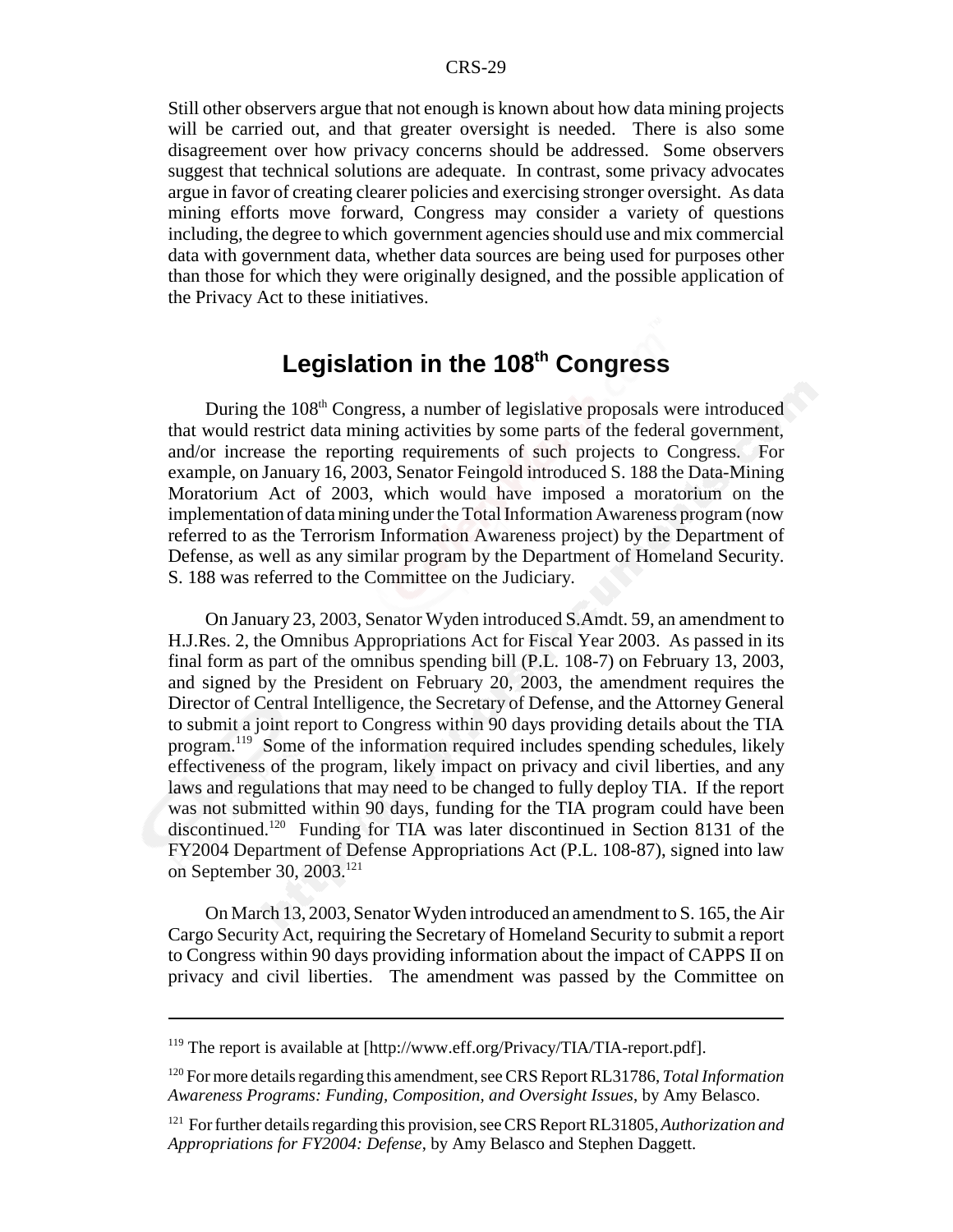Still other observers argue that not enough is known about how data mining projects will be carried out, and that greater oversight is needed. There is also some disagreement over how privacy concerns should be addressed. Some observers suggest that technical solutions are adequate. In contrast, some privacy advocates argue in favor of creating clearer policies and exercising stronger oversight. As data mining efforts move forward, Congress may consider a variety of questions including, the degree to which government agencies should use and mix commercial data with government data, whether data sources are being used for purposes other than those for which they were originally designed, and the possible application of the Privacy Act to these initiatives.

## Legislation in the 108th Congress

During the 108th Congress, a number of legislative proposals were introduced that would restrict data mining activities by some parts of the federal government, and/or increase the reporting requirements of such projects to Congress. For example, on January 16, 2003, Senator Feingold introduced S. 188 the Data-Mining Moratorium Act of 2003, which would have imposed a moratorium on the implementation of data mining under the Total Information Awareness program (now referred to as the Terrorism Information Awareness project) by the Department of Defense, as well as any similar program by the Department of Homeland Security. S. 188 was referred to the Committee on the Judiciary.

On January 23, 2003, Senator Wyden introduced S.Amdt. 59, an amendment to H.J.Res. 2, the Omnibus Appropriations Act for Fiscal Year 2003. As passed in its final form as part of the omnibus spending bill (P.L. 108-7) on February 13, 2003, and signed by the President on February 20, 2003, the amendment requires the Director of Central Intelligence, the Secretary of Defense, and the Attorney General to submit a joint report to Congress within 90 days providing details about the TIA program.[119] Some of the information required includes spending schedules, likely effectiveness of the program, likely impact on privacy and civil liberties, and any laws and regulations that may need to be changed to fully deploy TIA. If the report was not submitted within 90 days, funding for the TIA program could have been discontinued.[120] Funding for TIA was later discontinued in Section 8131 of the FY2004 Department of Defense Appropriations Act (P.L. 108-87), signed into law on September 30, 2003.[121]

On March 13, 2003, Senator Wyden introduced an amendment to S. 165, the Air Cargo Security Act, requiring the Secretary of Homeland Security to submit a report to Congress within 90 days providing information about the impact of CAPPS II on privacy and civil liberties. The amendment was passed by the Committee on

---

[119] The report is available at [http://www.eff.org/Privacy/TIA/TIA-report.pdf].

[120] For more details regarding this amendment, see CRS Report RL31786, *Total Information Awareness Programs: Funding, Composition, and Oversight Issues*, by Amy Belasco.

[121] For further details regarding this provision, see CRS Report RL31805, *Authorization and Appropriations for FY2004: Defense*, by Amy Belasco and Stephen Daggett.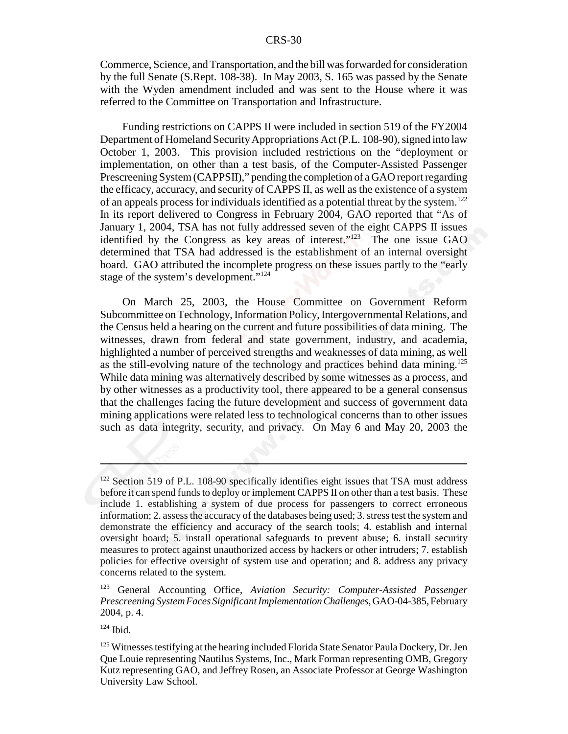Commerce, Science, and Transportation, and the bill was forwarded for consideration by the full Senate (S.Rept. 108-38). In May 2003, S. 165 was passed by the Senate with the Wyden amendment included and was sent to the House where it was referred to the Committee on Transportation and Infrastructure.

Funding restrictions on CAPPS II were included in section 519 of the FY2004 Department of Homeland Security Appropriations Act (P.L. 108-90), signed into law October 1, 2003. This provision included restrictions on the "deployment or implementation, on other than a test basis, of the Computer-Assisted Passenger Prescreening System (CAPPSII)," pending the completion of a GAO report regarding the efficacy, accuracy, and security of CAPPS II, as well as the existence of a system of an appeals process for individuals identified as a potential threat by the system.[122] In its report delivered to Congress in February 2004, GAO reported that "As of January 1, 2004, TSA has not fully addressed seven of the eight CAPPS II issues identified by the Congress as key areas of interest."[123] The one issue GAO determined that TSA had addressed is the establishment of an internal oversight board. GAO attributed the incomplete progress on these issues partly to the "early stage of the system's development."[124]

On March 25, 2003, the House Committee on Government Reform Subcommittee on Technology, Information Policy, Intergovernmental Relations, and the Census held a hearing on the current and future possibilities of data mining. The witnesses, drawn from federal and state government, industry, and academia, highlighted a number of perceived strengths and weaknesses of data mining, as well as the still-evolving nature of the technology and practices behind data mining.[125] While data mining was alternatively described by some witnesses as a process, and by other witnesses as a productivity tool, there appeared to be a general consensus that the challenges facing the future development and success of government data mining applications were related less to technological concerns than to other issues such as data integrity, security, and privacy. On May 6 and May 20, 2003 the

---

[122] Section 519 of P.L. 108-90 specifically identifies eight issues that TSA must address before it can spend funds to deploy or implement CAPPS II on other than a test basis. These include 1. establishing a system of due process for passengers to correct erroneous information; 2. assess the accuracy of the databases being used; 3. stress test the system and demonstrate the efficiency and accuracy of the search tools; 4. establish and internal oversight board; 5. install operational safeguards to prevent abuse; 6. install security measures to protect against unauthorized access by hackers or other intruders; 7. establish policies for effective oversight of system use and operation; and 8. address any privacy concerns related to the system.

[123] General Accounting Office, *Aviation Security: Computer-Assisted Passenger Prescreening System Faces Significant Implementation Challenges*, GAO-04-385, February 2004, p. 4.

[124] Ibid.

[125] Witnesses testifying at the hearing included Florida State Senator Paula Dockery, Dr. Jen Que Louie representing Nautilus Systems, Inc., Mark Forman representing OMB, Gregory Kutz representing GAO, and Jeffrey Rosen, an Associate Professor at George Washington University Law School.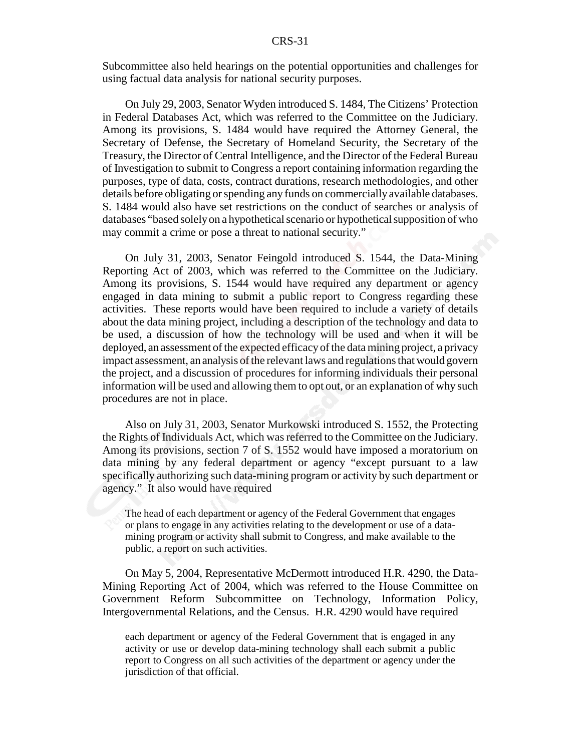Subcommittee also held hearings on the potential opportunities and challenges for using factual data analysis for national security purposes.

On July 29, 2003, Senator Wyden introduced S. 1484, The Citizens' Protection in Federal Databases Act, which was referred to the Committee on the Judiciary. Among its provisions, S. 1484 would have required the Attorney General, the Secretary of Defense, the Secretary of Homeland Security, the Secretary of the Treasury, the Director of Central Intelligence, and the Director of the Federal Bureau of Investigation to submit to Congress a report containing information regarding the purposes, type of data, costs, contract durations, research methodologies, and other details before obligating or spending any funds on commercially available databases. S. 1484 would also have set restrictions on the conduct of searches or analysis of databases "based solely on a hypothetical scenario or hypothetical supposition of who may commit a crime or pose a threat to national security."

On July 31, 2003, Senator Feingold introduced S. 1544, the Data-Mining Reporting Act of 2003, which was referred to the Committee on the Judiciary. Among its provisions, S. 1544 would have required any department or agency engaged in data mining to submit a public report to Congress regarding these activities. These reports would have been required to include a variety of details about the data mining project, including a description of the technology and data to be used, a discussion of how the technology will be used and when it will be deployed, an assessment of the expected efficacy of the data mining project, a privacy impact assessment, an analysis of the relevant laws and regulations that would govern the project, and a discussion of procedures for informing individuals their personal information will be used and allowing them to opt out, or an explanation of why such procedures are not in place.

Also on July 31, 2003, Senator Murkowski introduced S. 1552, the Protecting the Rights of Individuals Act, which was referred to the Committee on the Judiciary. Among its provisions, section 7 of S. 1552 would have imposed a moratorium on data mining by any federal department or agency "except pursuant to a law specifically authorizing such data-mining program or activity by such department or agency." It also would have required

> The head of each department or agency of the Federal Government that engages or plans to engage in any activities relating to the development or use of a data-mining program or activity shall submit to Congress, and make available to the public, a report on such activities.

On May 5, 2004, Representative McDermott introduced H.R. 4290, the Data-Mining Reporting Act of 2004, which was referred to the House Committee on Government Reform Subcommittee on Technology, Information Policy, Intergovernmental Relations, and the Census. H.R. 4290 would have required

> each department or agency of the Federal Government that is engaged in any activity or use or develop data-mining technology shall each submit a public report to Congress on all such activities of the department or agency under the jurisdiction of that official.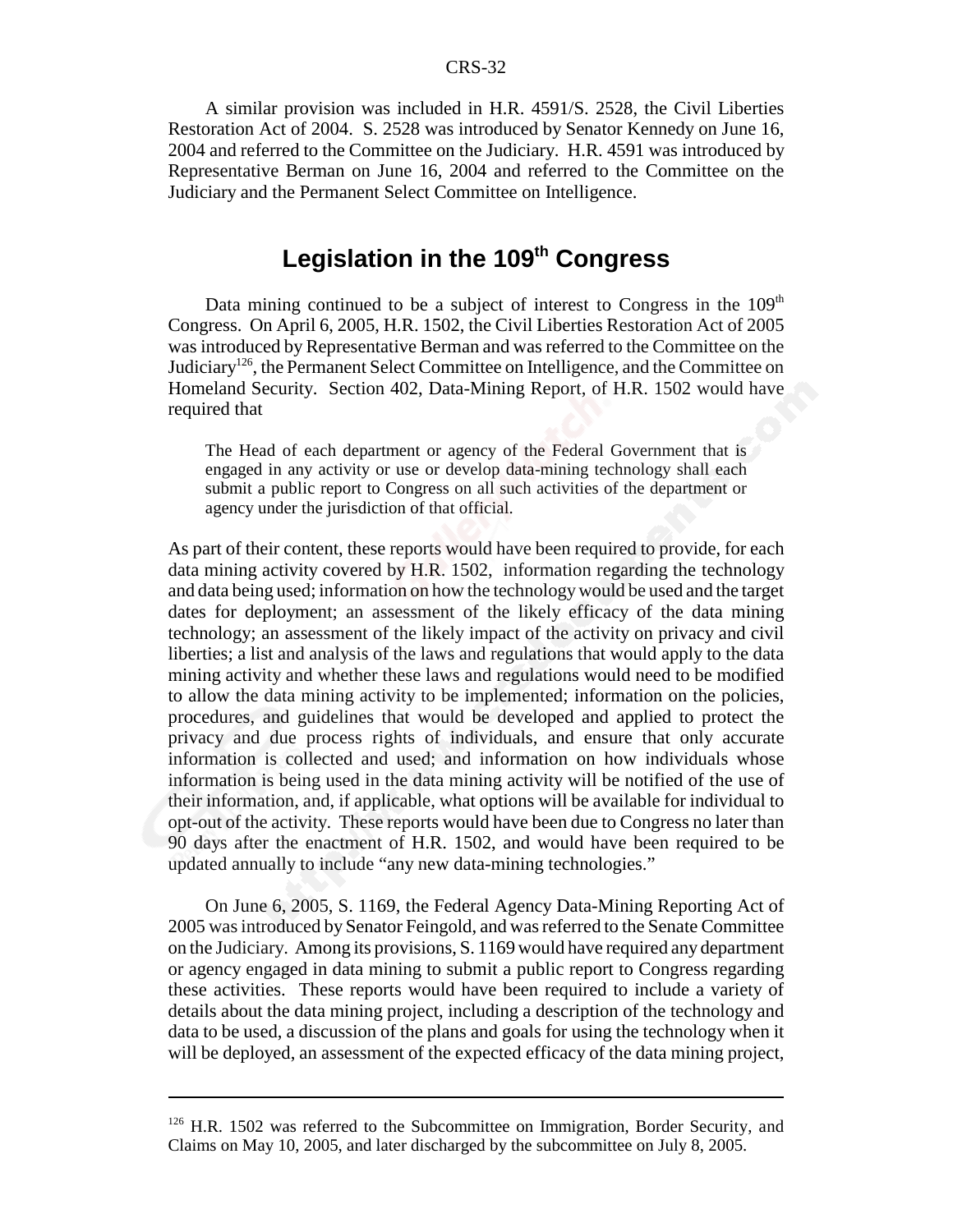A similar provision was included in H.R. 4591/S. 2528, the Civil Liberties Restoration Act of 2004. S. 2528 was introduced by Senator Kennedy on June 16, 2004 and referred to the Committee on the Judiciary. H.R. 4591 was introduced by Representative Berman on June 16, 2004 and referred to the Committee on the Judiciary and the Permanent Select Committee on Intelligence.

## Legislation in the 109th Congress

Data mining continued to be a subject of interest to Congress in the 109th Congress. On April 6, 2005, H.R. 1502, the Civil Liberties Restoration Act of 2005 was introduced by Representative Berman and was referred to the Committee on the Judiciary[126], the Permanent Select Committee on Intelligence, and the Committee on Homeland Security. Section 402, Data-Mining Report, of H.R. 1502 would have required that

> The Head of each department or agency of the Federal Government that is engaged in any activity or use or develop data-mining technology shall each submit a public report to Congress on all such activities of the department or agency under the jurisdiction of that official.

As part of their content, these reports would have been required to provide, for each data mining activity covered by H.R. 1502, information regarding the technology and data being used; information on how the technology would be used and the target dates for deployment; an assessment of the likely efficacy of the data mining technology; an assessment of the likely impact of the activity on privacy and civil liberties; a list and analysis of the laws and regulations that would apply to the data mining activity and whether these laws and regulations would need to be modified to allow the data mining activity to be implemented; information on the policies, procedures, and guidelines that would be developed and applied to protect the privacy and due process rights of individuals, and ensure that only accurate information is collected and used; and information on how individuals whose information is being used in the data mining activity will be notified of the use of their information, and, if applicable, what options will be available for individual to opt-out of the activity. These reports would have been due to Congress no later than 90 days after the enactment of H.R. 1502, and would have been required to be updated annually to include "any new data-mining technologies."

On June 6, 2005, S. 1169, the Federal Agency Data-Mining Reporting Act of 2005 was introduced by Senator Feingold, and was referred to the Senate Committee on the Judiciary. Among its provisions, S. 1169 would have required any department or agency engaged in data mining to submit a public report to Congress regarding these activities. These reports would have been required to include a variety of details about the data mining project, including a description of the technology and data to be used, a discussion of the plans and goals for using the technology when it will be deployed, an assessment of the expected efficacy of the data mining project,

---

[126] H.R. 1502 was referred to the Subcommittee on Immigration, Border Security, and Claims on May 10, 2005, and later discharged by the subcommittee on July 8, 2005.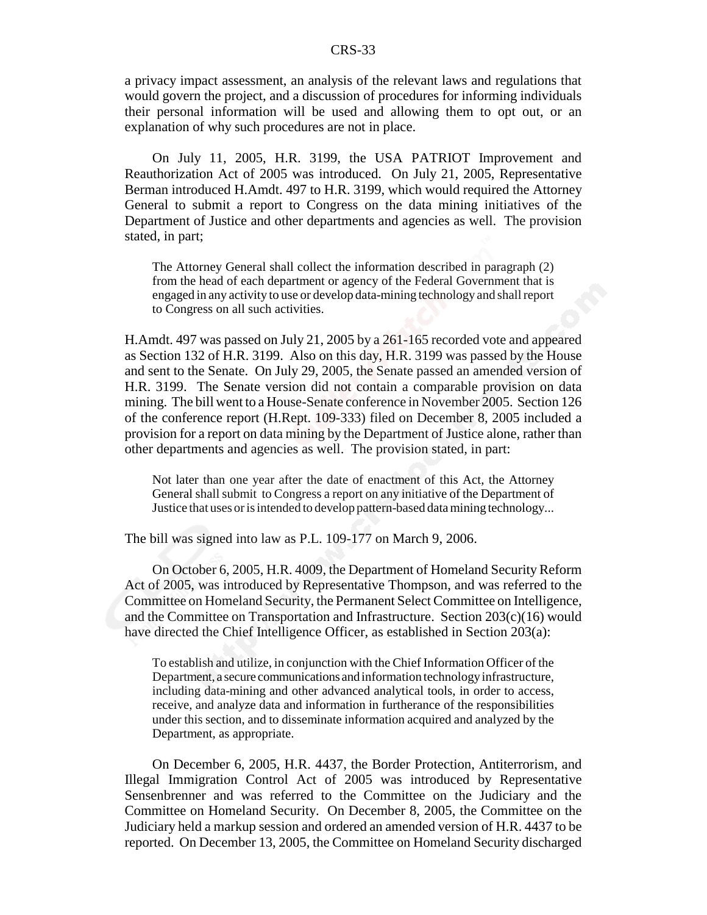a privacy impact assessment, an analysis of the relevant laws and regulations that would govern the project, and a discussion of procedures for informing individuals their personal information will be used and allowing them to opt out, or an explanation of why such procedures are not in place.

On July 11, 2005, H.R. 3199, the USA PATRIOT Improvement and Reauthorization Act of 2005 was introduced. On July 21, 2005, Representative Berman introduced H.Amdt. 497 to H.R. 3199, which would required the Attorney General to submit a report to Congress on the data mining initiatives of the Department of Justice and other departments and agencies as well. The provision stated, in part;

> The Attorney General shall collect the information described in paragraph (2) from the head of each department or agency of the Federal Government that is engaged in any activity to use or develop data-mining technology and shall report to Congress on all such activities.

H.Amdt. 497 was passed on July 21, 2005 by a 261-165 recorded vote and appeared as Section 132 of H.R. 3199. Also on this day, H.R. 3199 was passed by the House and sent to the Senate. On July 29, 2005, the Senate passed an amended version of H.R. 3199. The Senate version did not contain a comparable provision on data mining. The bill went to a House-Senate conference in November 2005. Section 126 of the conference report (H.Rept. 109-333) filed on December 8, 2005 included a provision for a report on data mining by the Department of Justice alone, rather than other departments and agencies as well. The provision stated, in part:

> Not later than one year after the date of enactment of this Act, the Attorney General shall submit to Congress a report on any initiative of the Department of Justice that uses or is intended to develop pattern-based data mining technology...

The bill was signed into law as P.L. 109-177 on March 9, 2006.

On October 6, 2005, H.R. 4009, the Department of Homeland Security Reform Act of 2005, was introduced by Representative Thompson, and was referred to the Committee on Homeland Security, the Permanent Select Committee on Intelligence, and the Committee on Transportation and Infrastructure. Section 203(c)(16) would have directed the Chief Intelligence Officer, as established in Section 203(a):

> To establish and utilize, in conjunction with the Chief Information Officer of the Department, a secure communications and information technology infrastructure, including data-mining and other advanced analytical tools, in order to access, receive, and analyze data and information in furtherance of the responsibilities under this section, and to disseminate information acquired and analyzed by the Department, as appropriate.

On December 6, 2005, H.R. 4437, the Border Protection, Antiterrorism, and Illegal Immigration Control Act of 2005 was introduced by Representative Sensenbrenner and was referred to the Committee on the Judiciary and the Committee on Homeland Security. On December 8, 2005, the Committee on the Judiciary held a markup session and ordered an amended version of H.R. 4437 to be reported. On December 13, 2005, the Committee on Homeland Security discharged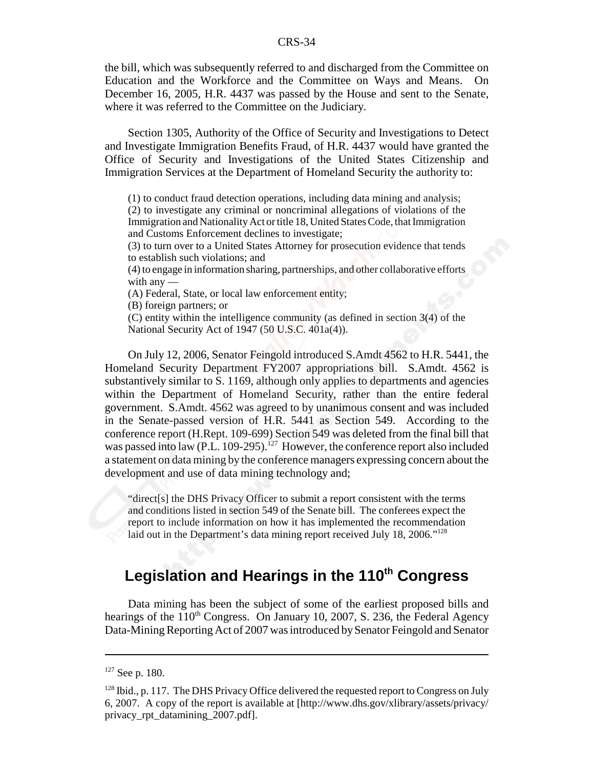the bill, which was subsequently referred to and discharged from the Committee on Education and the Workforce and the Committee on Ways and Means. On December 16, 2005, H.R. 4437 was passed by the House and sent to the Senate, where it was referred to the Committee on the Judiciary.

Section 1305, Authority of the Office of Security and Investigations to Detect and Investigate Immigration Benefits Fraud, of H.R. 4437 would have granted the Office of Security and Investigations of the United States Citizenship and Immigration Services at the Department of Homeland Security the authority to:

> (1) to conduct fraud detection operations, including data mining and analysis;
> (2) to investigate any criminal or noncriminal allegations of violations of the Immigration and Nationality Act or title 18, United States Code, that Immigration and Customs Enforcement declines to investigate;
> (3) to turn over to a United States Attorney for prosecution evidence that tends to establish such violations; and
> (4) to engage in information sharing, partnerships, and other collaborative efforts with any —
> (A) Federal, State, or local law enforcement entity;
> (B) foreign partners; or
> (C) entity within the intelligence community (as defined in section 3(4) of the National Security Act of 1947 (50 U.S.C. 401a(4)).

On July 12, 2006, Senator Feingold introduced S.Amdt 4562 to H.R. 5441, the Homeland Security Department FY2007 appropriations bill. S.Amdt. 4562 is substantively similar to S. 1169, although only applies to departments and agencies within the Department of Homeland Security, rather than the entire federal government. S.Amdt. 4562 was agreed to by unanimous consent and was included in the Senate-passed version of H.R. 5441 as Section 549. According to the conference report (H.Rept. 109-699) Section 549 was deleted from the final bill that was passed into law (P.L. 109-295).[127] However, the conference report also included a statement on data mining by the conference managers expressing concern about the development and use of data mining technology and;

> "direct[s] the DHS Privacy Officer to submit a report consistent with the terms and conditions listed in section 549 of the Senate bill. The conferees expect the report to include information on how it has implemented the recommendation laid out in the Department's data mining report received July 18, 2006."[128]

## Legislation and Hearings in the 110th Congress

Data mining has been the subject of some of the earliest proposed bills and hearings of the 110th Congress. On January 10, 2007, S. 236, the Federal Agency Data-Mining Reporting Act of 2007 was introduced by Senator Feingold and Senator

---

[127] See p. 180.

[128] Ibid., p. 117. The DHS Privacy Office delivered the requested report to Congress on July 6, 2007. A copy of the report is available at [http://www.dhs.gov/xlibrary/assets/privacy/privacy_rpt_datamining_2007.pdf].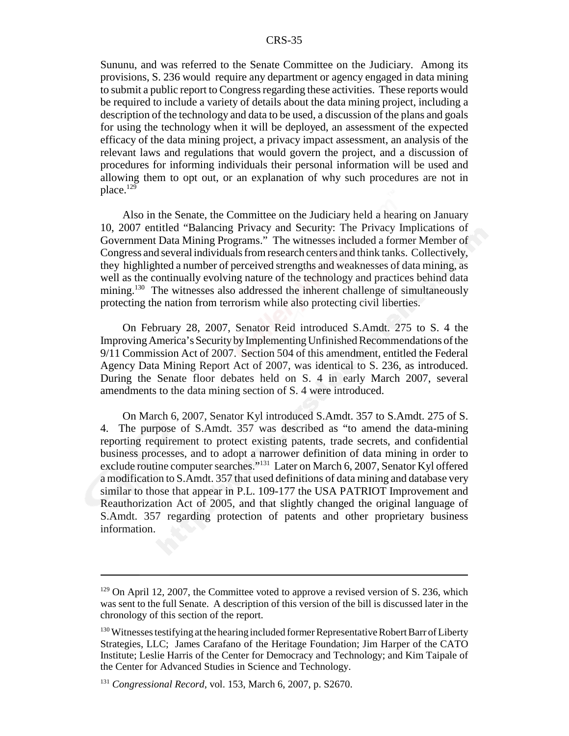Sununu, and was referred to the Senate Committee on the Judiciary. Among its provisions, S. 236 would require any department or agency engaged in data mining to submit a public report to Congress regarding these activities. These reports would be required to include a variety of details about the data mining project, including a description of the technology and data to be used, a discussion of the plans and goals for using the technology when it will be deployed, an assessment of the expected efficacy of the data mining project, a privacy impact assessment, an analysis of the relevant laws and regulations that would govern the project, and a discussion of procedures for informing individuals their personal information will be used and allowing them to opt out, or an explanation of why such procedures are not in place.[129]

Also in the Senate, the Committee on the Judiciary held a hearing on January 10, 2007 entitled "Balancing Privacy and Security: The Privacy Implications of Government Data Mining Programs." The witnesses included a former Member of Congress and several individuals from research centers and think tanks. Collectively, they highlighted a number of perceived strengths and weaknesses of data mining, as well as the continually evolving nature of the technology and practices behind data mining.[130] The witnesses also addressed the inherent challenge of simultaneously protecting the nation from terrorism while also protecting civil liberties.

On February 28, 2007, Senator Reid introduced S.Amdt. 275 to S. 4 the Improving America's Security by Implementing Unfinished Recommendations of the 9/11 Commission Act of 2007. Section 504 of this amendment, entitled the Federal Agency Data Mining Report Act of 2007, was identical to S. 236, as introduced. During the Senate floor debates held on S. 4 in early March 2007, several amendments to the data mining section of S. 4 were introduced.

On March 6, 2007, Senator Kyl introduced S.Amdt. 357 to S.Amdt. 275 of S. 4. The purpose of S.Amdt. 357 was described as "to amend the data-mining reporting requirement to protect existing patents, trade secrets, and confidential business processes, and to adopt a narrower definition of data mining in order to exclude routine computer searches."[131] Later on March 6, 2007, Senator Kyl offered a modification to S.Amdt. 357 that used definitions of data mining and database very similar to those that appear in P.L. 109-177 the USA PATRIOT Improvement and Reauthorization Act of 2005, and that slightly changed the original language of S.Amdt. 357 regarding protection of patents and other proprietary business information.

---

[129] On April 12, 2007, the Committee voted to approve a revised version of S. 236, which was sent to the full Senate. A description of this version of the bill is discussed later in the chronology of this section of the report.

[130] Witnesses testifying at the hearing included former Representative Robert Barr of Liberty Strategies, LLC; James Carafano of the Heritage Foundation; Jim Harper of the CATO Institute; Leslie Harris of the Center for Democracy and Technology; and Kim Taipale of the Center for Advanced Studies in Science and Technology.

[131] *Congressional Record*, vol. 153, March 6, 2007, p. S2670.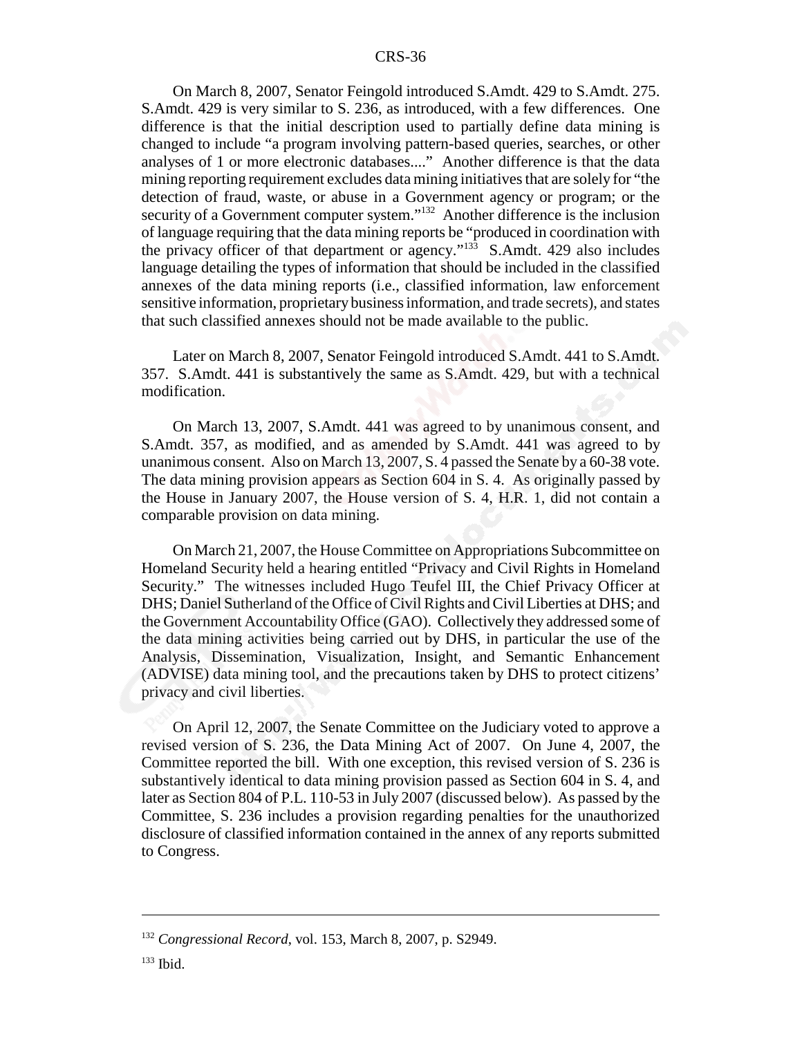On March 8, 2007, Senator Feingold introduced S.Amdt. 429 to S.Amdt. 275. S.Amdt. 429 is very similar to S. 236, as introduced, with a few differences. One difference is that the initial description used to partially define data mining is changed to include "a program involving pattern-based queries, searches, or other analyses of 1 or more electronic databases...." Another difference is that the data mining reporting requirement excludes data mining initiatives that are solely for "the detection of fraud, waste, or abuse in a Government agency or program; or the security of a Government computer system."[132] Another difference is the inclusion of language requiring that the data mining reports be "produced in coordination with the privacy officer of that department or agency."[133] S.Amdt. 429 also includes language detailing the types of information that should be included in the classified annexes of the data mining reports (i.e., classified information, law enforcement sensitive information, proprietary business information, and trade secrets), and states that such classified annexes should not be made available to the public.

Later on March 8, 2007, Senator Feingold introduced S.Amdt. 441 to S.Amdt. 357. S.Amdt. 441 is substantively the same as S.Amdt. 429, but with a technical modification.

On March 13, 2007, S.Amdt. 441 was agreed to by unanimous consent, and S.Amdt. 357, as modified, and as amended by S.Amdt. 441 was agreed to by unanimous consent. Also on March 13, 2007, S. 4 passed the Senate by a 60-38 vote. The data mining provision appears as Section 604 in S. 4. As originally passed by the House in January 2007, the House version of S. 4, H.R. 1, did not contain a comparable provision on data mining.

On March 21, 2007, the House Committee on Appropriations Subcommittee on Homeland Security held a hearing entitled "Privacy and Civil Rights in Homeland Security." The witnesses included Hugo Teufel III, the Chief Privacy Officer at DHS; Daniel Sutherland of the Office of Civil Rights and Civil Liberties at DHS; and the Government Accountability Office (GAO). Collectively they addressed some of the data mining activities being carried out by DHS, in particular the use of the Analysis, Dissemination, Visualization, Insight, and Semantic Enhancement (ADVISE) data mining tool, and the precautions taken by DHS to protect citizens' privacy and civil liberties.

On April 12, 2007, the Senate Committee on the Judiciary voted to approve a revised version of S. 236, the Data Mining Act of 2007. On June 4, 2007, the Committee reported the bill. With one exception, this revised version of S. 236 is substantively identical to data mining provision passed as Section 604 in S. 4, and later as Section 804 of P.L. 110-53 in July 2007 (discussed below). As passed by the Committee, S. 236 includes a provision regarding penalties for the unauthorized disclosure of classified information contained in the annex of any reports submitted to Congress.

---

[132] *Congressional Record*, vol. 153, March 8, 2007, p. S2949.

[133] Ibid.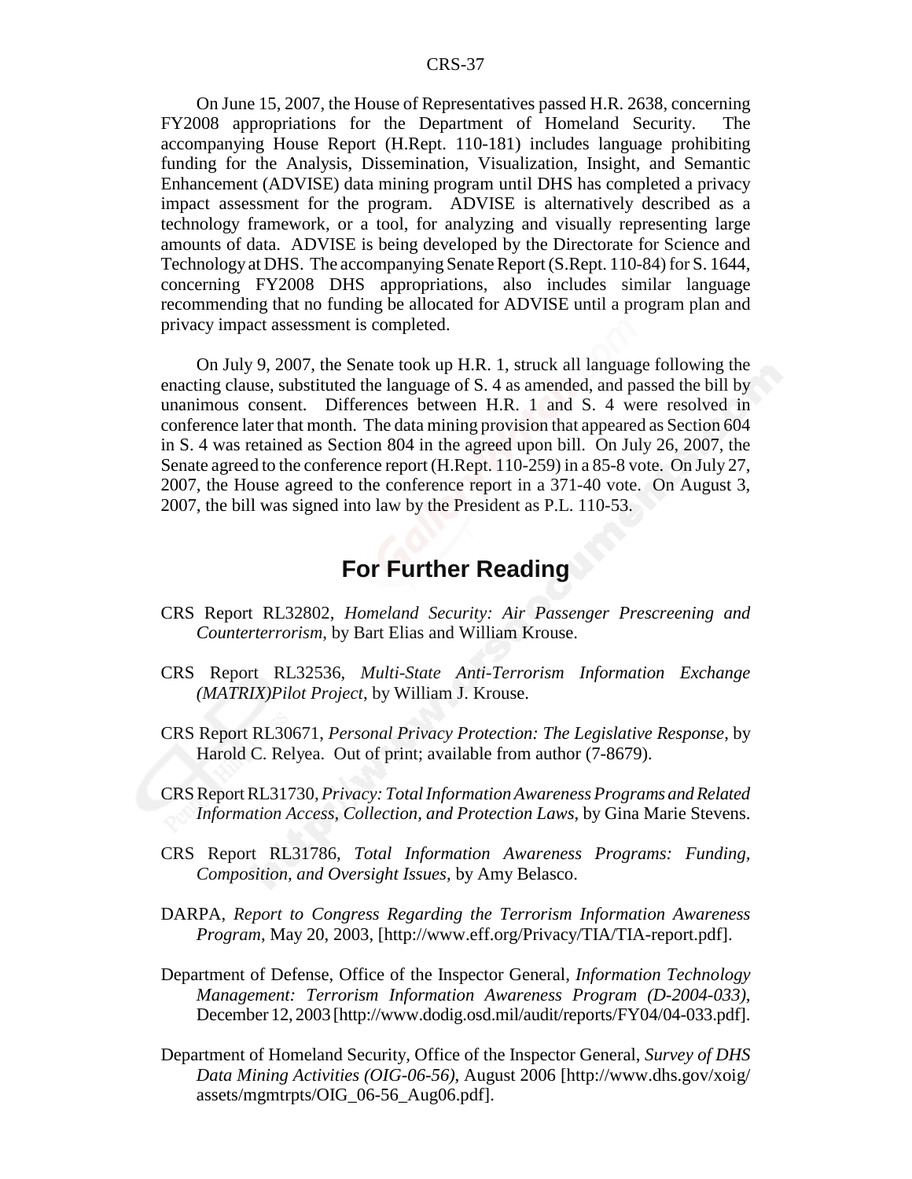On June 15, 2007, the House of Representatives passed H.R. 2638, concerning FY2008 appropriations for the Department of Homeland Security. The accompanying House Report (H.Rept. 110-181) includes language prohibiting funding for the Analysis, Dissemination, Visualization, Insight, and Semantic Enhancement (ADVISE) data mining program until DHS has completed a privacy impact assessment for the program. ADVISE is alternatively described as a technology framework, or a tool, for analyzing and visually representing large amounts of data. ADVISE is being developed by the Directorate for Science and Technology at DHS. The accompanying Senate Report (S.Rept. 110-84) for S. 1644, concerning FY2008 DHS appropriations, also includes similar language recommending that no funding be allocated for ADVISE until a program plan and privacy impact assessment is completed.

On July 9, 2007, the Senate took up H.R. 1, struck all language following the enacting clause, substituted the language of S. 4 as amended, and passed the bill by unanimous consent. Differences between H.R. 1 and S. 4 were resolved in conference later that month. The data mining provision that appeared as Section 604 in S. 4 was retained as Section 804 in the agreed upon bill. On July 26, 2007, the Senate agreed to the conference report (H.Rept. 110-259) in a 85-8 vote. On July 27, 2007, the House agreed to the conference report in a 371-40 vote. On August 3, 2007, the bill was signed into law by the President as P.L. 110-53.

## For Further Reading

CRS Report RL32802, *Homeland Security: Air Passenger Prescreening and Counterterrorism*, by Bart Elias and William Krouse.

CRS Report RL32536, *Multi-State Anti-Terrorism Information Exchange (MATRIX)Pilot Project*, by William J. Krouse.

CRS Report RL30671, *Personal Privacy Protection: The Legislative Response*, by Harold C. Relyea. Out of print; available from author (7-8679).

CRS Report RL31730, *Privacy: Total Information Awareness Programs and Related Information Access, Collection, and Protection Laws*, by Gina Marie Stevens.

CRS Report RL31786, *Total Information Awareness Programs: Funding, Composition, and Oversight Issues*, by Amy Belasco.

DARPA, *Report to Congress Regarding the Terrorism Information Awareness Program*, May 20, 2003, [http://www.eff.org/Privacy/TIA/TIA-report.pdf].

Department of Defense, Office of the Inspector General, *Information Technology Management: Terrorism Information Awareness Program (D-2004-033)*, December 12, 2003 [http://www.dodig.osd.mil/audit/reports/FY04/04-033.pdf].

Department of Homeland Security, Office of the Inspector General, *Survey of DHS Data Mining Activities (OIG-06-56)*, August 2006 [http://www.dhs.gov/xoig/assets/mgmtrpts/OIG_06-56_Aug06.pdf].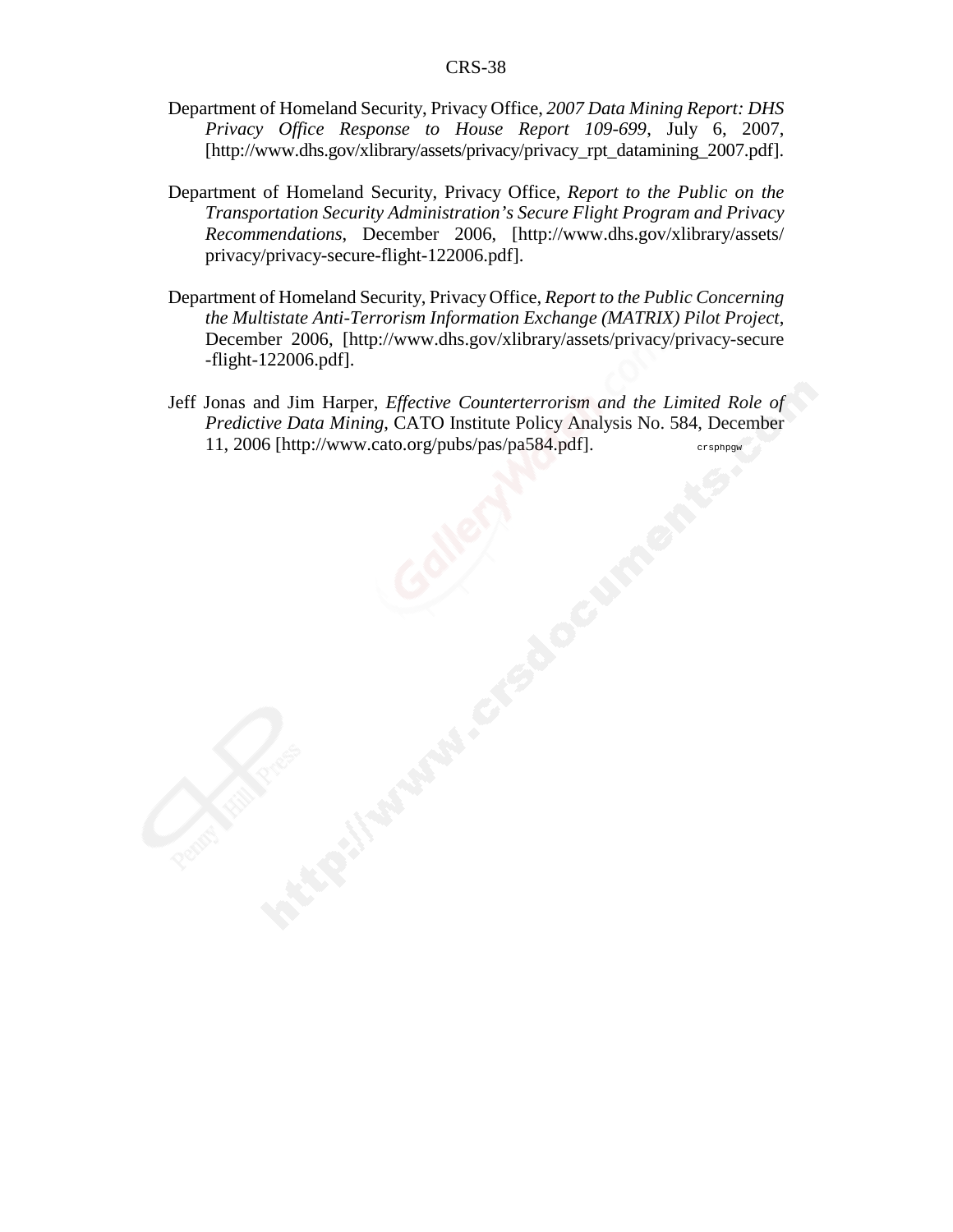Department of Homeland Security, Privacy Office, *2007 Data Mining Report: DHS Privacy Office Response to House Report 109-699*, July 6, 2007, [http://www.dhs.gov/xlibrary/assets/privacy/privacy_rpt_datamining_2007.pdf].

Department of Homeland Security, Privacy Office, *Report to the Public on the Transportation Security Administration's Secure Flight Program and Privacy Recommendations*, December 2006, [http://www.dhs.gov/xlibrary/assets/privacy/privacy-secure-flight-122006.pdf].

Department of Homeland Security, Privacy Office, *Report to the Public Concerning the Multistate Anti-Terrorism Information Exchange (MATRIX) Pilot Project*, December 2006, [http://www.dhs.gov/xlibrary/assets/privacy/privacy-secure-flight-122006.pdf].

Jeff Jonas and Jim Harper, *Effective Counterterrorism and the Limited Role of Predictive Data Mining*, CATO Institute Policy Analysis No. 584, December 11, 2006 [http://www.cato.org/pubs/pas/pa584.pdf].